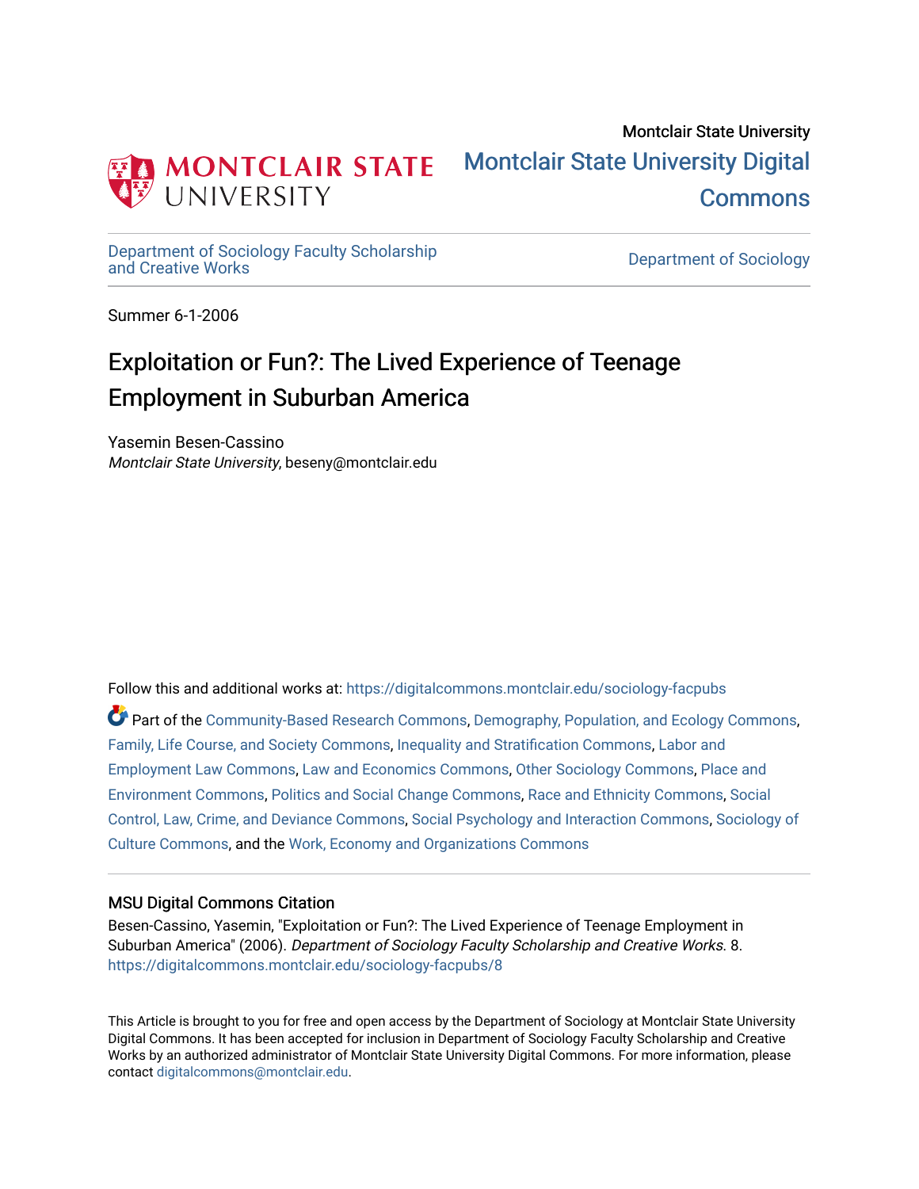Montclair State University

Montclair State University Digital Commons

Department of Sociology Faculty Scholarship and Creative Works

Department of Sociology

Summer 6-1-2006

# Exploitation or Fun?: The Lived Experience of Teenage Employment in Suburban America

Yasemin Besen-Cassino
*Montclair State University*, beseny@montclair.edu

Follow this and additional works at: https://digitalcommons.montclair.edu/sociology-facpubs

Part of the Community-Based Research Commons, Demography, Population, and Ecology Commons, Family, Life Course, and Society Commons, Inequality and Stratification Commons, Labor and Employment Law Commons, Law and Economics Commons, Other Sociology Commons, Place and Environment Commons, Politics and Social Change Commons, Race and Ethnicity Commons, Social Control, Law, Crime, and Deviance Commons, Social Psychology and Interaction Commons, Sociology of Culture Commons, and the Work, Economy and Organizations Commons

## MSU Digital Commons Citation

Besen-Cassino, Yasemin, "Exploitation or Fun?: The Lived Experience of Teenage Employment in Suburban America" (2006). *Department of Sociology Faculty Scholarship and Creative Works*. 8.
https://digitalcommons.montclair.edu/sociology-facpubs/8

This Article is brought to you for free and open access by the Department of Sociology at Montclair State University Digital Commons. It has been accepted for inclusion in Department of Sociology Faculty Scholarship and Creative Works by an authorized administrator of Montclair State University Digital Commons. For more information, please contact digitalcommons@montclair.edu.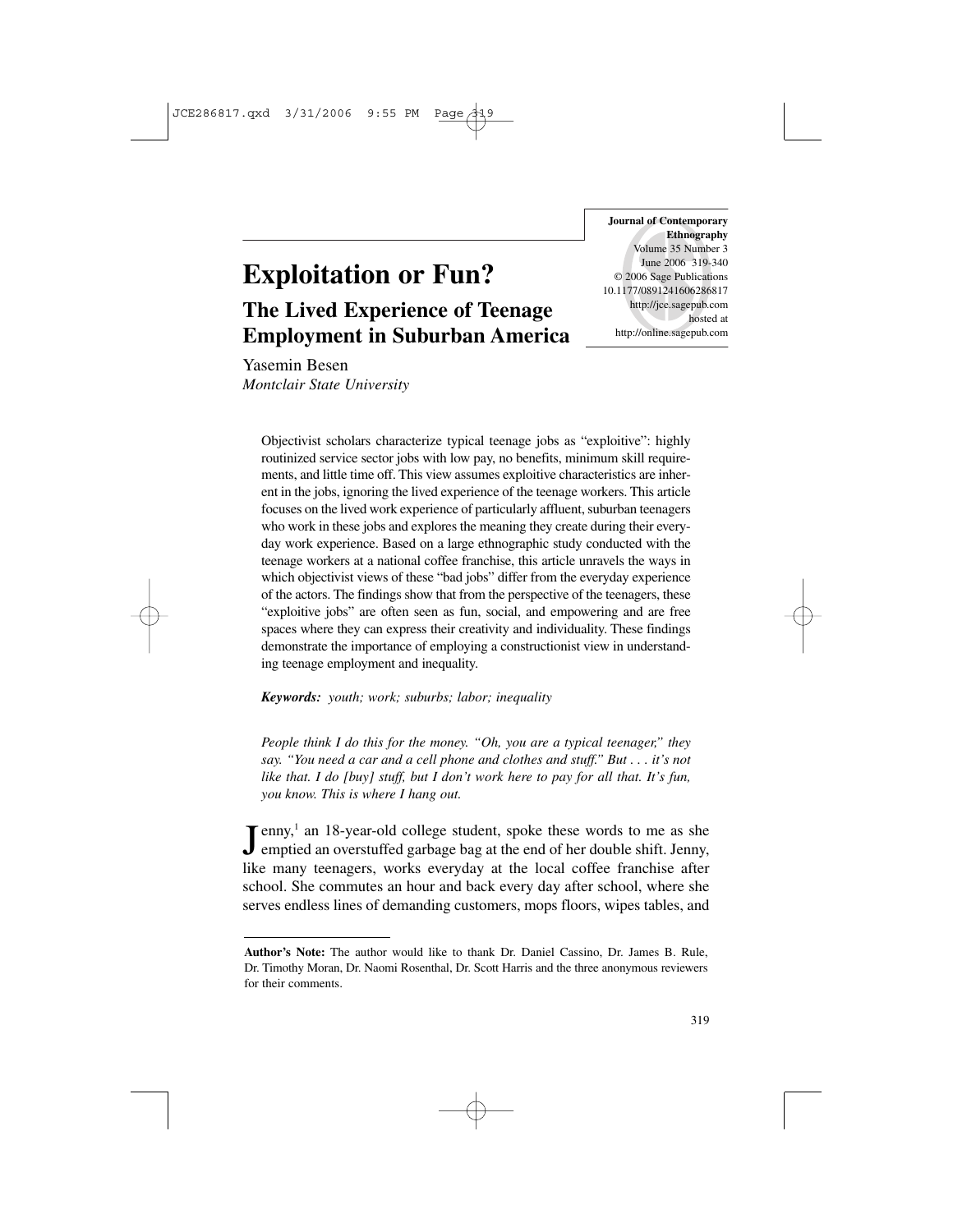# Exploitation or Fun?

## The Lived Experience of Teenage Employment in Suburban America

Yasemin Besen
*Montclair State University*

Objectivist scholars characterize typical teenage jobs as "exploitive": highly routinized service sector jobs with low pay, no benefits, minimum skill requirements, and little time off. This view assumes exploitive characteristics are inherent in the jobs, ignoring the lived experience of the teenage workers. This article focuses on the lived work experience of particularly affluent, suburban teenagers who work in these jobs and explores the meaning they create during their everyday work experience. Based on a large ethnographic study conducted with the teenage workers at a national coffee franchise, this article unravels the ways in which objectivist views of these "bad jobs" differ from the everyday experience of the actors. The findings show that from the perspective of the teenagers, these "exploitive jobs" are often seen as fun, social, and empowering and are free spaces where they can express their creativity and individuality. These findings demonstrate the importance of employing a constructionist view in understanding teenage employment and inequality.

***Keywords:*** *youth; work; suburbs; labor; inequality*

*People think I do this for the money. "Oh, you are a typical teenager," they say. "You need a car and a cell phone and clothes and stuff." But . . . it's not like that. I do [buy] stuff, but I don't work here to pay for all that. It's fun, you know. This is where I hang out.*

Jenny,[1] an 18-year-old college student, spoke these words to me as she emptied an overstuffed garbage bag at the end of her double shift. Jenny, like many teenagers, works everyday at the local coffee franchise after school. She commutes an hour and back every day after school, where she serves endless lines of demanding customers, mops floors, wipes tables, and

**Author's Note:** The author would like to thank Dr. Daniel Cassino, Dr. James B. Rule, Dr. Timothy Moran, Dr. Naomi Rosenthal, Dr. Scott Harris and the three anonymous reviewers for their comments.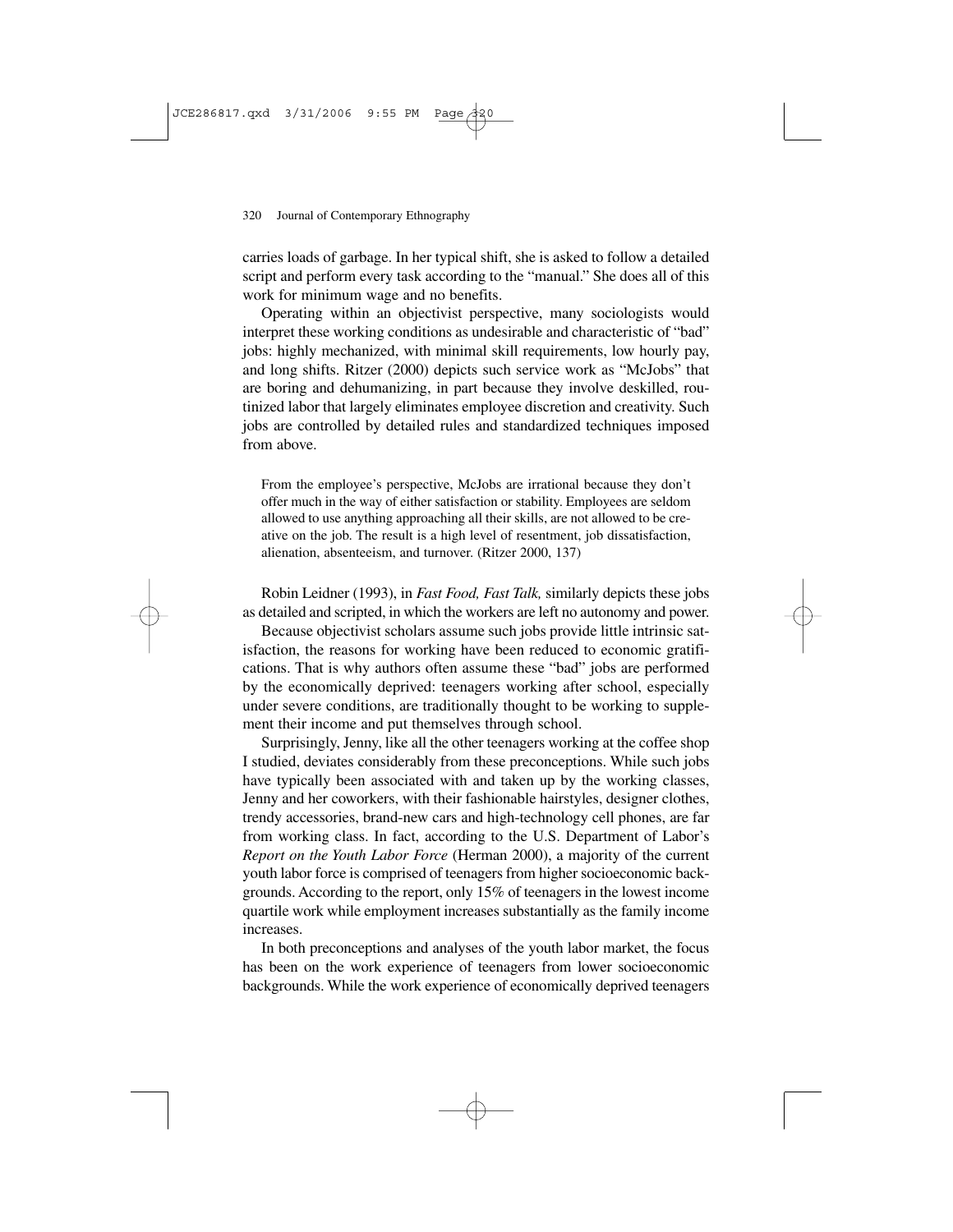carries loads of garbage. In her typical shift, she is asked to follow a detailed script and perform every task according to the "manual." She does all of this work for minimum wage and no benefits.

Operating within an objectivist perspective, many sociologists would interpret these working conditions as undesirable and characteristic of "bad" jobs: highly mechanized, with minimal skill requirements, low hourly pay, and long shifts. Ritzer (2000) depicts such service work as "McJobs" that are boring and dehumanizing, in part because they involve deskilled, routinized labor that largely eliminates employee discretion and creativity. Such jobs are controlled by detailed rules and standardized techniques imposed from above.

> From the employee's perspective, McJobs are irrational because they don't offer much in the way of either satisfaction or stability. Employees are seldom allowed to use anything approaching all their skills, are not allowed to be creative on the job. The result is a high level of resentment, job dissatisfaction, alienation, absenteeism, and turnover. (Ritzer 2000, 137)

Robin Leidner (1993), in *Fast Food, Fast Talk,* similarly depicts these jobs as detailed and scripted, in which the workers are left no autonomy and power.

Because objectivist scholars assume such jobs provide little intrinsic satisfaction, the reasons for working have been reduced to economic gratifications. That is why authors often assume these "bad" jobs are performed by the economically deprived: teenagers working after school, especially under severe conditions, are traditionally thought to be working to supplement their income and put themselves through school.

Surprisingly, Jenny, like all the other teenagers working at the coffee shop I studied, deviates considerably from these preconceptions. While such jobs have typically been associated with and taken up by the working classes, Jenny and her coworkers, with their fashionable hairstyles, designer clothes, trendy accessories, brand-new cars and high-technology cell phones, are far from working class. In fact, according to the U.S. Department of Labor's *Report on the Youth Labor Force* (Herman 2000), a majority of the current youth labor force is comprised of teenagers from higher socioeconomic backgrounds. According to the report, only 15% of teenagers in the lowest income quartile work while employment increases substantially as the family income increases.

In both preconceptions and analyses of the youth labor market, the focus has been on the work experience of teenagers from lower socioeconomic backgrounds. While the work experience of economically deprived teenagers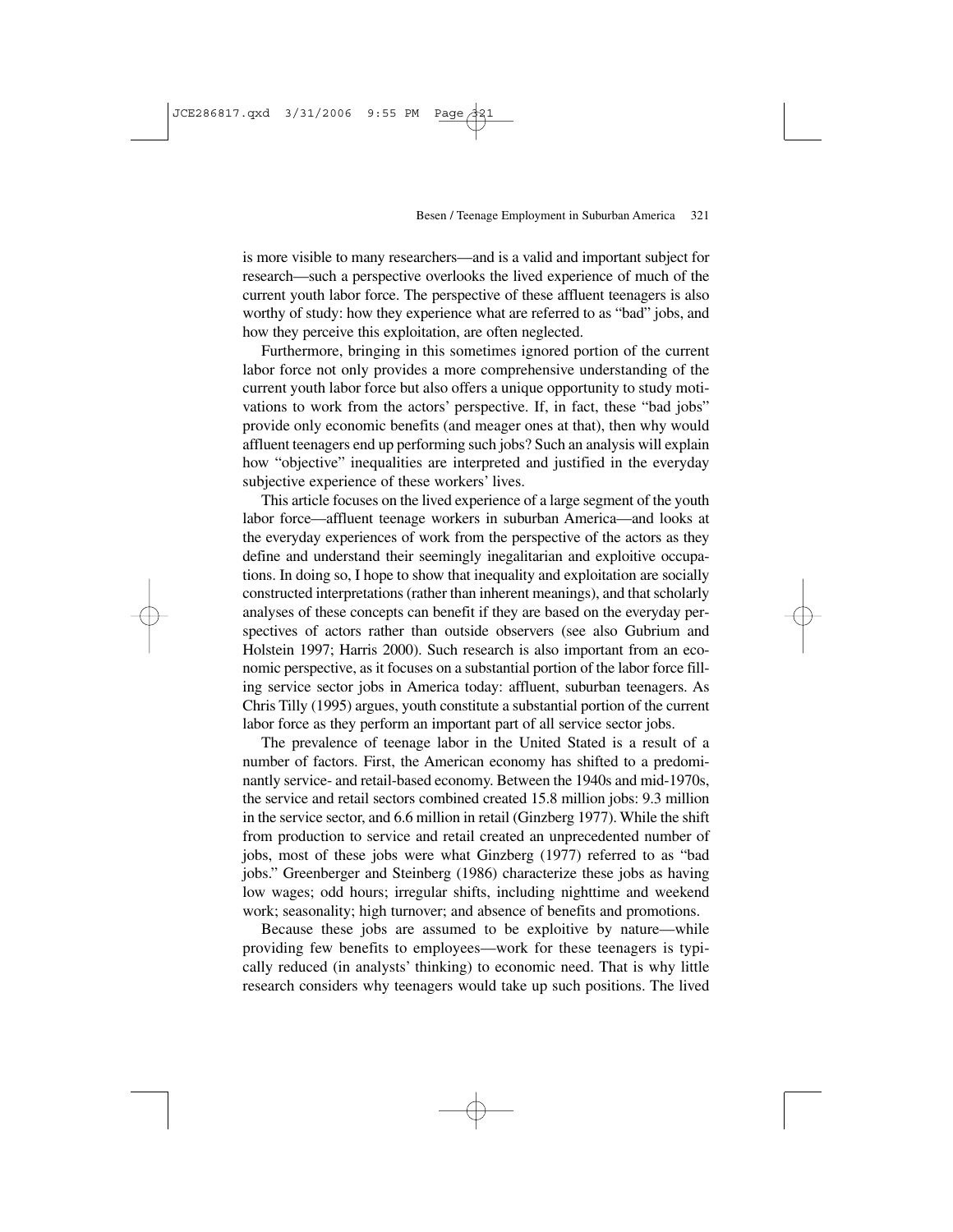is more visible to many researchers—and is a valid and important subject for research—such a perspective overlooks the lived experience of much of the current youth labor force. The perspective of these affluent teenagers is also worthy of study: how they experience what are referred to as "bad" jobs, and how they perceive this exploitation, are often neglected.

Furthermore, bringing in this sometimes ignored portion of the current labor force not only provides a more comprehensive understanding of the current youth labor force but also offers a unique opportunity to study motivations to work from the actors' perspective. If, in fact, these "bad jobs" provide only economic benefits (and meager ones at that), then why would affluent teenagers end up performing such jobs? Such an analysis will explain how "objective" inequalities are interpreted and justified in the everyday subjective experience of these workers' lives.

This article focuses on the lived experience of a large segment of the youth labor force—affluent teenage workers in suburban America—and looks at the everyday experiences of work from the perspective of the actors as they define and understand their seemingly inegalitarian and exploitive occupations. In doing so, I hope to show that inequality and exploitation are socially constructed interpretations (rather than inherent meanings), and that scholarly analyses of these concepts can benefit if they are based on the everyday perspectives of actors rather than outside observers (see also Gubrium and Holstein 1997; Harris 2000). Such research is also important from an economic perspective, as it focuses on a substantial portion of the labor force filling service sector jobs in America today: affluent, suburban teenagers. As Chris Tilly (1995) argues, youth constitute a substantial portion of the current labor force as they perform an important part of all service sector jobs.

The prevalence of teenage labor in the United Stated is a result of a number of factors. First, the American economy has shifted to a predominantly service- and retail-based economy. Between the 1940s and mid-1970s, the service and retail sectors combined created 15.8 million jobs: 9.3 million in the service sector, and 6.6 million in retail (Ginzberg 1977). While the shift from production to service and retail created an unprecedented number of jobs, most of these jobs were what Ginzberg (1977) referred to as "bad jobs." Greenberger and Steinberg (1986) characterize these jobs as having low wages; odd hours; irregular shifts, including nighttime and weekend work; seasonality; high turnover; and absence of benefits and promotions.

Because these jobs are assumed to be exploitive by nature—while providing few benefits to employees—work for these teenagers is typically reduced (in analysts' thinking) to economic need. That is why little research considers why teenagers would take up such positions. The lived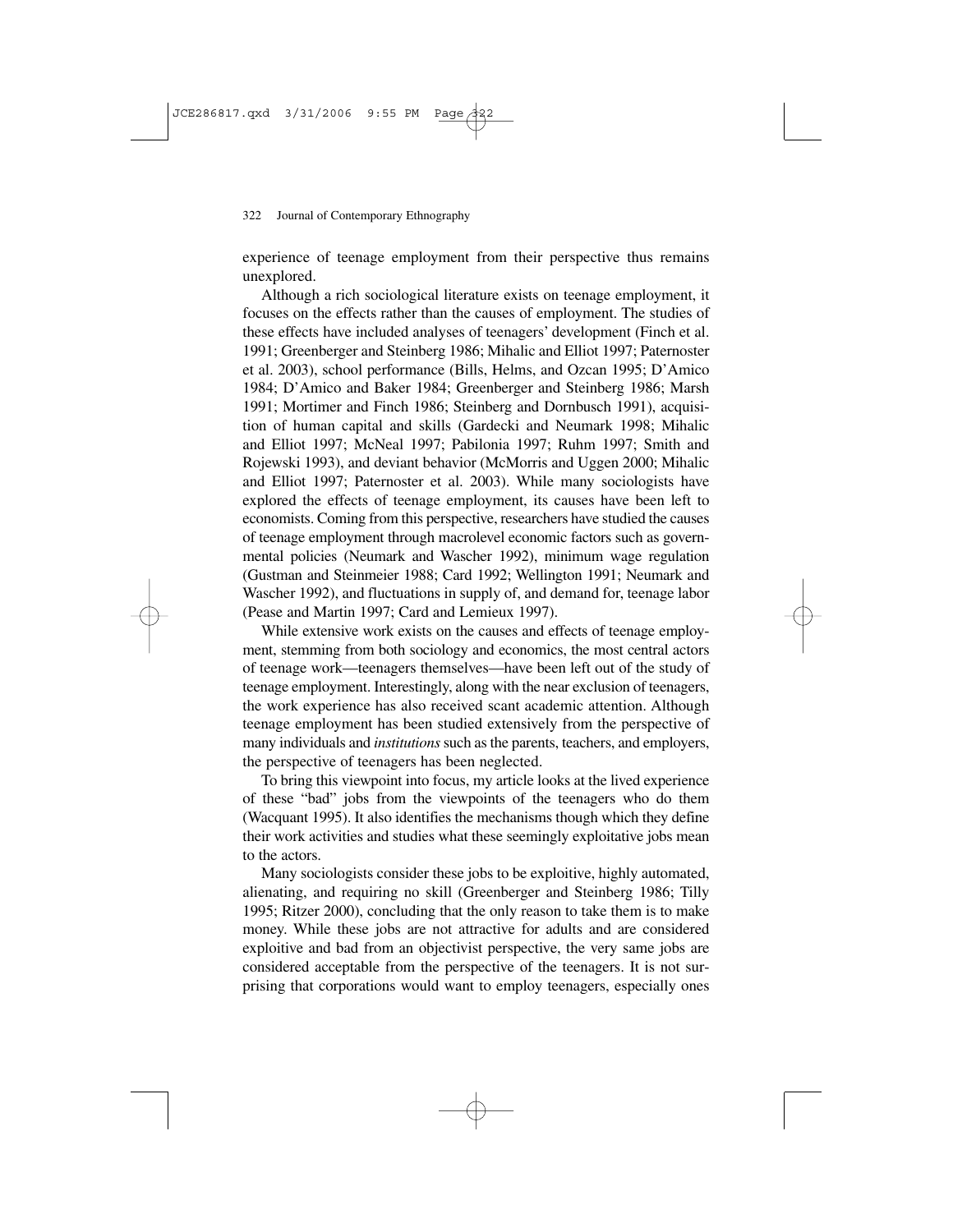experience of teenage employment from their perspective thus remains unexplored.

Although a rich sociological literature exists on teenage employment, it focuses on the effects rather than the causes of employment. The studies of these effects have included analyses of teenagers' development (Finch et al. 1991; Greenberger and Steinberg 1986; Mihalic and Elliot 1997; Paternoster et al. 2003), school performance (Bills, Helms, and Ozcan 1995; D'Amico 1984; D'Amico and Baker 1984; Greenberger and Steinberg 1986; Marsh 1991; Mortimer and Finch 1986; Steinberg and Dornbusch 1991), acquisition of human capital and skills (Gardecki and Neumark 1998; Mihalic and Elliot 1997; McNeal 1997; Pabilonia 1997; Ruhm 1997; Smith and Rojewski 1993), and deviant behavior (McMorris and Uggen 2000; Mihalic and Elliot 1997; Paternoster et al. 2003). While many sociologists have explored the effects of teenage employment, its causes have been left to economists. Coming from this perspective, researchers have studied the causes of teenage employment through macrolevel economic factors such as governmental policies (Neumark and Wascher 1992), minimum wage regulation (Gustman and Steinmeier 1988; Card 1992; Wellington 1991; Neumark and Wascher 1992), and fluctuations in supply of, and demand for, teenage labor (Pease and Martin 1997; Card and Lemieux 1997).

While extensive work exists on the causes and effects of teenage employment, stemming from both sociology and economics, the most central actors of teenage work—teenagers themselves—have been left out of the study of teenage employment. Interestingly, along with the near exclusion of teenagers, the work experience has also received scant academic attention. Although teenage employment has been studied extensively from the perspective of many individuals and *institutions* such as the parents, teachers, and employers, the perspective of teenagers has been neglected.

To bring this viewpoint into focus, my article looks at the lived experience of these "bad" jobs from the viewpoints of the teenagers who do them (Wacquant 1995). It also identifies the mechanisms though which they define their work activities and studies what these seemingly exploitative jobs mean to the actors.

Many sociologists consider these jobs to be exploitive, highly automated, alienating, and requiring no skill (Greenberger and Steinberg 1986; Tilly 1995; Ritzer 2000), concluding that the only reason to take them is to make money. While these jobs are not attractive for adults and are considered exploitive and bad from an objectivist perspective, the very same jobs are considered acceptable from the perspective of the teenagers. It is not surprising that corporations would want to employ teenagers, especially ones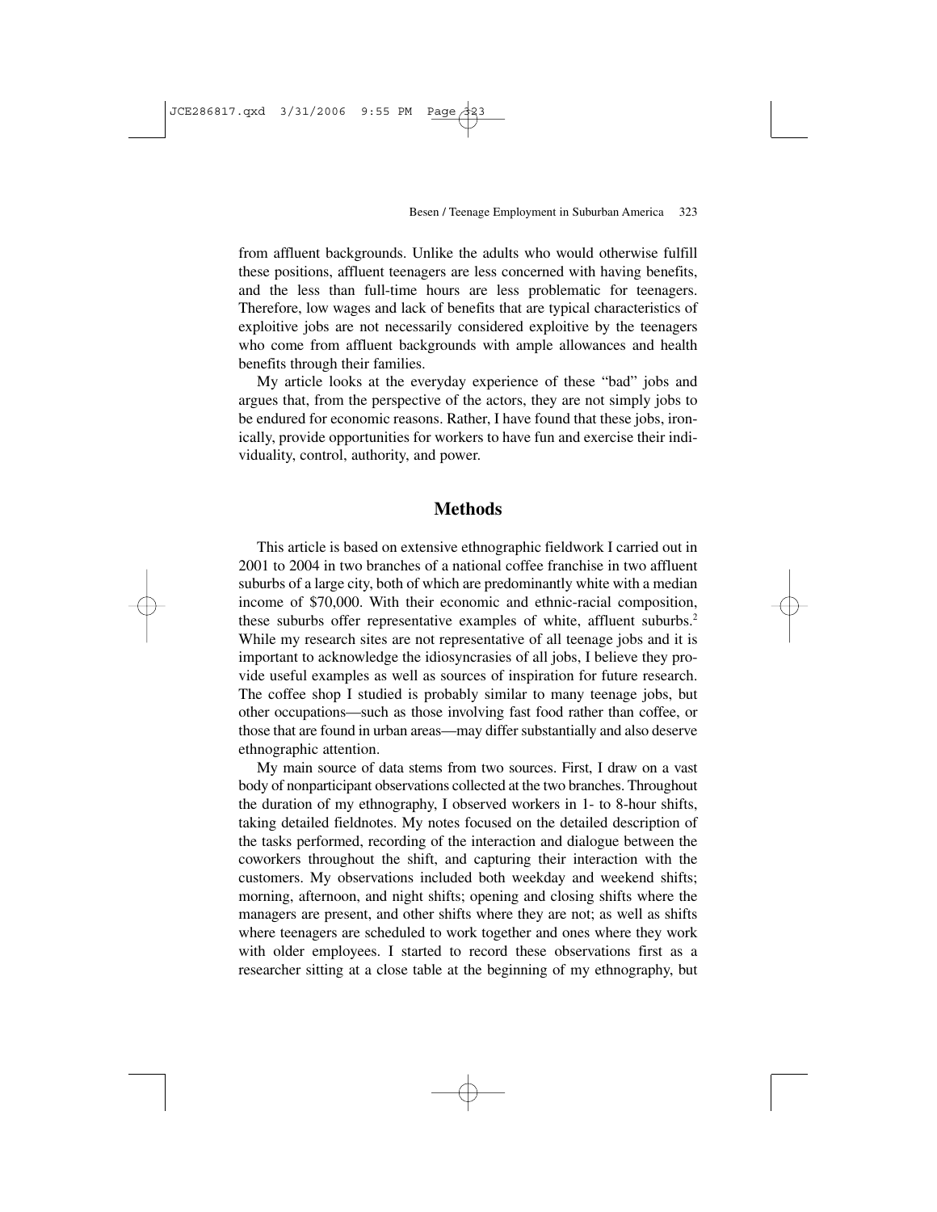from affluent backgrounds. Unlike the adults who would otherwise fulfill these positions, affluent teenagers are less concerned with having benefits, and the less than full-time hours are less problematic for teenagers. Therefore, low wages and lack of benefits that are typical characteristics of exploitive jobs are not necessarily considered exploitive by the teenagers who come from affluent backgrounds with ample allowances and health benefits through their families.

My article looks at the everyday experience of these "bad" jobs and argues that, from the perspective of the actors, they are not simply jobs to be endured for economic reasons. Rather, I have found that these jobs, ironically, provide opportunities for workers to have fun and exercise their individuality, control, authority, and power.

## Methods

This article is based on extensive ethnographic fieldwork I carried out in 2001 to 2004 in two branches of a national coffee franchise in two affluent suburbs of a large city, both of which are predominantly white with a median income of $70,000. With their economic and ethnic-racial composition, these suburbs offer representative examples of white, affluent suburbs.[2] While my research sites are not representative of all teenage jobs and it is important to acknowledge the idiosyncrasies of all jobs, I believe they provide useful examples as well as sources of inspiration for future research. The coffee shop I studied is probably similar to many teenage jobs, but other occupations—such as those involving fast food rather than coffee, or those that are found in urban areas—may differ substantially and also deserve ethnographic attention.

My main source of data stems from two sources. First, I draw on a vast body of nonparticipant observations collected at the two branches. Throughout the duration of my ethnography, I observed workers in 1- to 8-hour shifts, taking detailed fieldnotes. My notes focused on the detailed description of the tasks performed, recording of the interaction and dialogue between the coworkers throughout the shift, and capturing their interaction with the customers. My observations included both weekday and weekend shifts; morning, afternoon, and night shifts; opening and closing shifts where the managers are present, and other shifts where they are not; as well as shifts where teenagers are scheduled to work together and ones where they work with older employees. I started to record these observations first as a researcher sitting at a close table at the beginning of my ethnography, but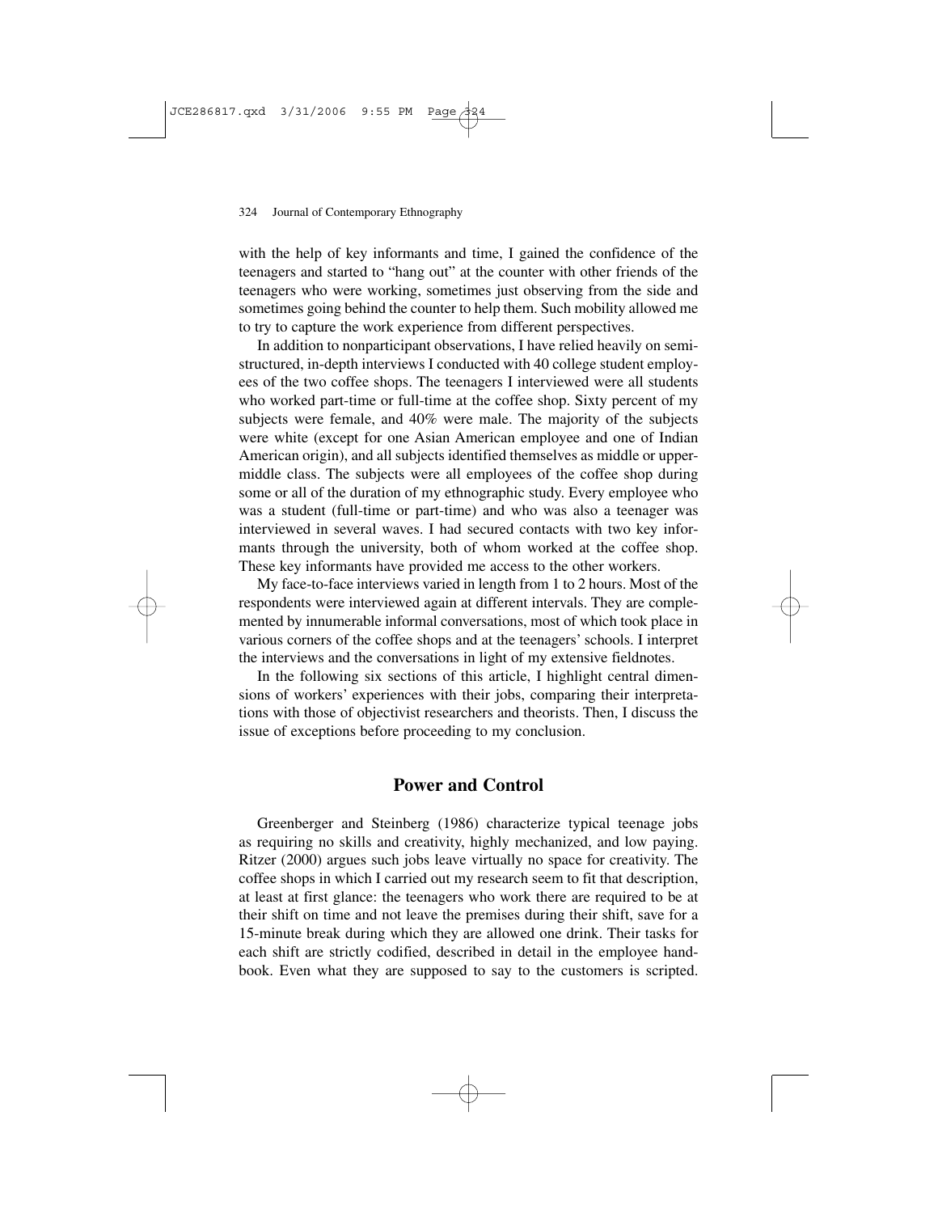with the help of key informants and time, I gained the confidence of the teenagers and started to "hang out" at the counter with other friends of the teenagers who were working, sometimes just observing from the side and sometimes going behind the counter to help them. Such mobility allowed me to try to capture the work experience from different perspectives.

In addition to nonparticipant observations, I have relied heavily on semi-structured, in-depth interviews I conducted with 40 college student employees of the two coffee shops. The teenagers I interviewed were all students who worked part-time or full-time at the coffee shop. Sixty percent of my subjects were female, and 40% were male. The majority of the subjects were white (except for one Asian American employee and one of Indian American origin), and all subjects identified themselves as middle or upper-middle class. The subjects were all employees of the coffee shop during some or all of the duration of my ethnographic study. Every employee who was a student (full-time or part-time) and who was also a teenager was interviewed in several waves. I had secured contacts with two key informants through the university, both of whom worked at the coffee shop. These key informants have provided me access to the other workers.

My face-to-face interviews varied in length from 1 to 2 hours. Most of the respondents were interviewed again at different intervals. They are complemented by innumerable informal conversations, most of which took place in various corners of the coffee shops and at the teenagers' schools. I interpret the interviews and the conversations in light of my extensive fieldnotes.

In the following six sections of this article, I highlight central dimensions of workers' experiences with their jobs, comparing their interpretations with those of objectivist researchers and theorists. Then, I discuss the issue of exceptions before proceeding to my conclusion.

## Power and Control

Greenberger and Steinberg (1986) characterize typical teenage jobs as requiring no skills and creativity, highly mechanized, and low paying. Ritzer (2000) argues such jobs leave virtually no space for creativity. The coffee shops in which I carried out my research seem to fit that description, at least at first glance: the teenagers who work there are required to be at their shift on time and not leave the premises during their shift, save for a 15-minute break during which they are allowed one drink. Their tasks for each shift are strictly codified, described in detail in the employee handbook. Even what they are supposed to say to the customers is scripted.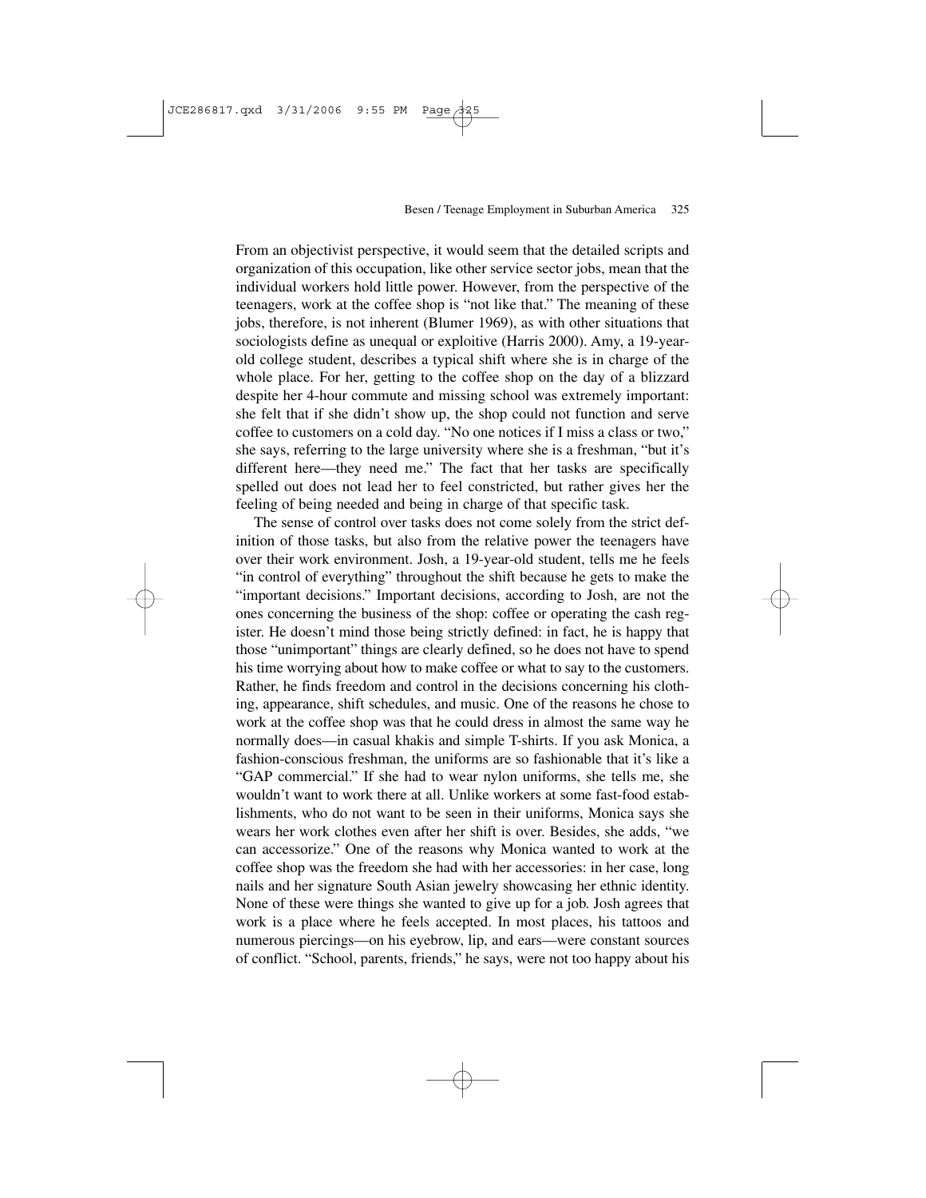From an objectivist perspective, it would seem that the detailed scripts and organization of this occupation, like other service sector jobs, mean that the individual workers hold little power. However, from the perspective of the teenagers, work at the coffee shop is "not like that." The meaning of these jobs, therefore, is not inherent (Blumer 1969), as with other situations that sociologists define as unequal or exploitive (Harris 2000). Amy, a 19-year-old college student, describes a typical shift where she is in charge of the whole place. For her, getting to the coffee shop on the day of a blizzard despite her 4-hour commute and missing school was extremely important: she felt that if she didn't show up, the shop could not function and serve coffee to customers on a cold day. "No one notices if I miss a class or two," she says, referring to the large university where she is a freshman, "but it's different here—they need me." The fact that her tasks are specifically spelled out does not lead her to feel constricted, but rather gives her the feeling of being needed and being in charge of that specific task.

The sense of control over tasks does not come solely from the strict definition of those tasks, but also from the relative power the teenagers have over their work environment. Josh, a 19-year-old student, tells me he feels "in control of everything" throughout the shift because he gets to make the "important decisions." Important decisions, according to Josh, are not the ones concerning the business of the shop: coffee or operating the cash register. He doesn't mind those being strictly defined: in fact, he is happy that those "unimportant" things are clearly defined, so he does not have to spend his time worrying about how to make coffee or what to say to the customers. Rather, he finds freedom and control in the decisions concerning his clothing, appearance, shift schedules, and music. One of the reasons he chose to work at the coffee shop was that he could dress in almost the same way he normally does—in casual khakis and simple T-shirts. If you ask Monica, a fashion-conscious freshman, the uniforms are so fashionable that it's like a "GAP commercial." If she had to wear nylon uniforms, she tells me, she wouldn't want to work there at all. Unlike workers at some fast-food establishments, who do not want to be seen in their uniforms, Monica says she wears her work clothes even after her shift is over. Besides, she adds, "we can accessorize." One of the reasons why Monica wanted to work at the coffee shop was the freedom she had with her accessories: in her case, long nails and her signature South Asian jewelry showcasing her ethnic identity. None of these were things she wanted to give up for a job. Josh agrees that work is a place where he feels accepted. In most places, his tattoos and numerous piercings—on his eyebrow, lip, and ears—were constant sources of conflict. "School, parents, friends," he says, were not too happy about his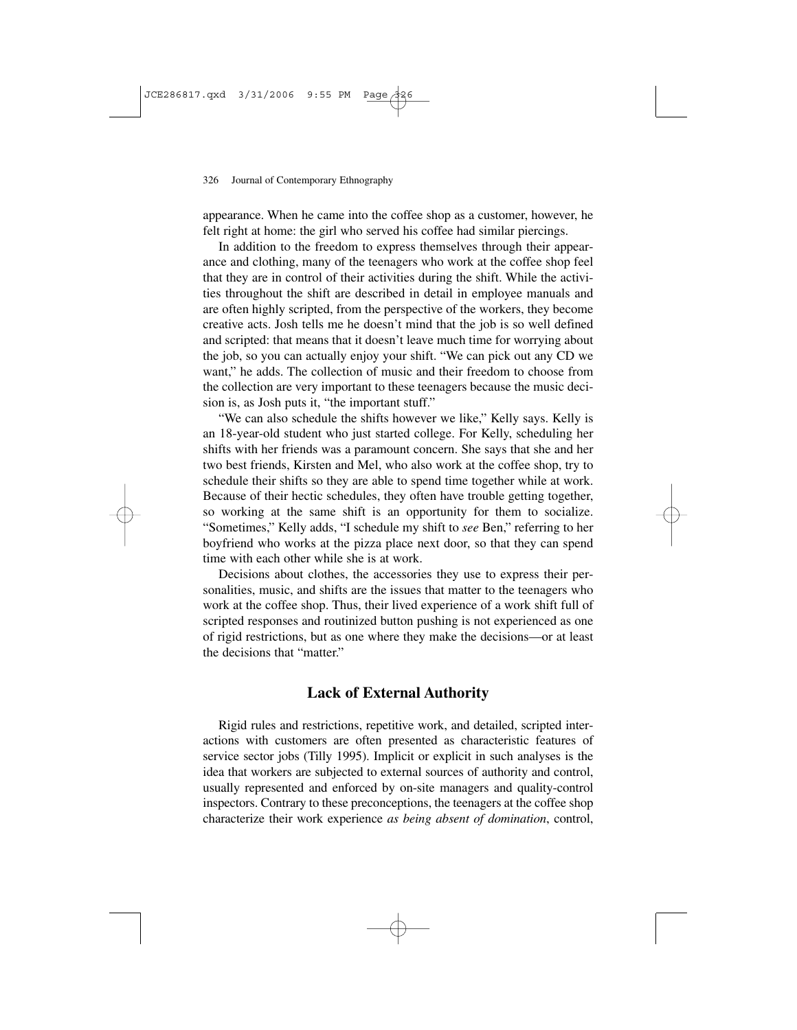appearance. When he came into the coffee shop as a customer, however, he felt right at home: the girl who served his coffee had similar piercings.

In addition to the freedom to express themselves through their appearance and clothing, many of the teenagers who work at the coffee shop feel that they are in control of their activities during the shift. While the activities throughout the shift are described in detail in employee manuals and are often highly scripted, from the perspective of the workers, they become creative acts. Josh tells me he doesn't mind that the job is so well defined and scripted: that means that it doesn't leave much time for worrying about the job, so you can actually enjoy your shift. "We can pick out any CD we want," he adds. The collection of music and their freedom to choose from the collection are very important to these teenagers because the music decision is, as Josh puts it, "the important stuff."

"We can also schedule the shifts however we like," Kelly says. Kelly is an 18-year-old student who just started college. For Kelly, scheduling her shifts with her friends was a paramount concern. She says that she and her two best friends, Kirsten and Mel, who also work at the coffee shop, try to schedule their shifts so they are able to spend time together while at work. Because of their hectic schedules, they often have trouble getting together, so working at the same shift is an opportunity for them to socialize. "Sometimes," Kelly adds, "I schedule my shift to *see* Ben," referring to her boyfriend who works at the pizza place next door, so that they can spend time with each other while she is at work.

Decisions about clothes, the accessories they use to express their personalities, music, and shifts are the issues that matter to the teenagers who work at the coffee shop. Thus, their lived experience of a work shift full of scripted responses and routinized button pushing is not experienced as one of rigid restrictions, but as one where they make the decisions—or at least the decisions that "matter."

## Lack of External Authority

Rigid rules and restrictions, repetitive work, and detailed, scripted interactions with customers are often presented as characteristic features of service sector jobs (Tilly 1995). Implicit or explicit in such analyses is the idea that workers are subjected to external sources of authority and control, usually represented and enforced by on-site managers and quality-control inspectors. Contrary to these preconceptions, the teenagers at the coffee shop characterize their work experience *as being absent of domination*, control,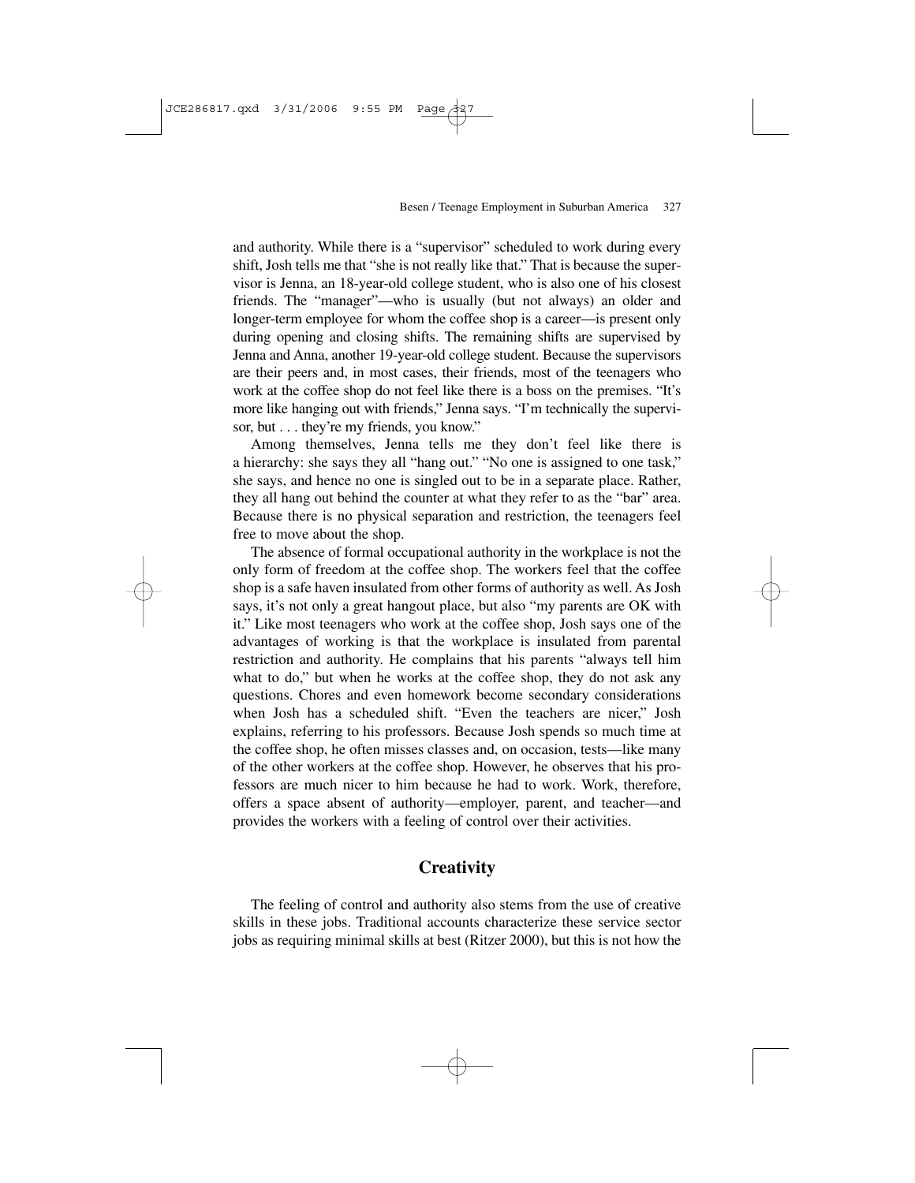and authority. While there is a "supervisor" scheduled to work during every shift, Josh tells me that "she is not really like that." That is because the supervisor is Jenna, an 18-year-old college student, who is also one of his closest friends. The "manager"—who is usually (but not always) an older and longer-term employee for whom the coffee shop is a career—is present only during opening and closing shifts. The remaining shifts are supervised by Jenna and Anna, another 19-year-old college student. Because the supervisors are their peers and, in most cases, their friends, most of the teenagers who work at the coffee shop do not feel like there is a boss on the premises. "It's more like hanging out with friends," Jenna says. "I'm technically the supervisor, but . . . they're my friends, you know."

Among themselves, Jenna tells me they don't feel like there is a hierarchy: she says they all "hang out." "No one is assigned to one task," she says, and hence no one is singled out to be in a separate place. Rather, they all hang out behind the counter at what they refer to as the "bar" area. Because there is no physical separation and restriction, the teenagers feel free to move about the shop.

The absence of formal occupational authority in the workplace is not the only form of freedom at the coffee shop. The workers feel that the coffee shop is a safe haven insulated from other forms of authority as well. As Josh says, it's not only a great hangout place, but also "my parents are OK with it." Like most teenagers who work at the coffee shop, Josh says one of the advantages of working is that the workplace is insulated from parental restriction and authority. He complains that his parents "always tell him what to do," but when he works at the coffee shop, they do not ask any questions. Chores and even homework become secondary considerations when Josh has a scheduled shift. "Even the teachers are nicer," Josh explains, referring to his professors. Because Josh spends so much time at the coffee shop, he often misses classes and, on occasion, tests—like many of the other workers at the coffee shop. However, he observes that his professors are much nicer to him because he had to work. Work, therefore, offers a space absent of authority—employer, parent, and teacher—and provides the workers with a feeling of control over their activities.

## Creativity

The feeling of control and authority also stems from the use of creative skills in these jobs. Traditional accounts characterize these service sector jobs as requiring minimal skills at best (Ritzer 2000), but this is not how the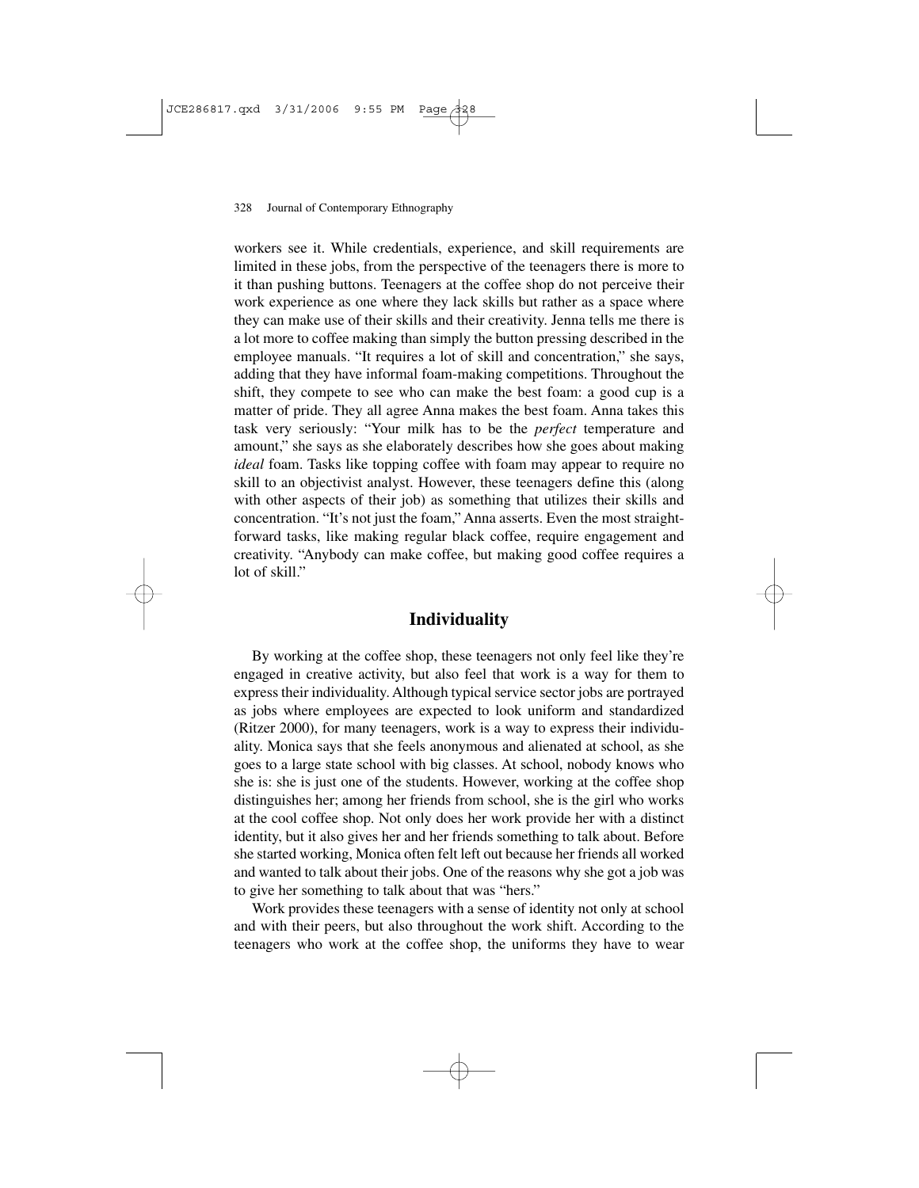workers see it. While credentials, experience, and skill requirements are limited in these jobs, from the perspective of the teenagers there is more to it than pushing buttons. Teenagers at the coffee shop do not perceive their work experience as one where they lack skills but rather as a space where they can make use of their skills and their creativity. Jenna tells me there is a lot more to coffee making than simply the button pressing described in the employee manuals. "It requires a lot of skill and concentration," she says, adding that they have informal foam-making competitions. Throughout the shift, they compete to see who can make the best foam: a good cup is a matter of pride. They all agree Anna makes the best foam. Anna takes this task very seriously: "Your milk has to be the *perfect* temperature and amount," she says as she elaborately describes how she goes about making *ideal* foam. Tasks like topping coffee with foam may appear to require no skill to an objectivist analyst. However, these teenagers define this (along with other aspects of their job) as something that utilizes their skills and concentration. "It's not just the foam," Anna asserts. Even the most straightforward tasks, like making regular black coffee, require engagement and creativity. "Anybody can make coffee, but making good coffee requires a lot of skill."

## Individuality

By working at the coffee shop, these teenagers not only feel like they're engaged in creative activity, but also feel that work is a way for them to express their individuality. Although typical service sector jobs are portrayed as jobs where employees are expected to look uniform and standardized (Ritzer 2000), for many teenagers, work is a way to express their individuality. Monica says that she feels anonymous and alienated at school, as she goes to a large state school with big classes. At school, nobody knows who she is: she is just one of the students. However, working at the coffee shop distinguishes her; among her friends from school, she is the girl who works at the cool coffee shop. Not only does her work provide her with a distinct identity, but it also gives her and her friends something to talk about. Before she started working, Monica often felt left out because her friends all worked and wanted to talk about their jobs. One of the reasons why she got a job was to give her something to talk about that was "hers."

Work provides these teenagers with a sense of identity not only at school and with their peers, but also throughout the work shift. According to the teenagers who work at the coffee shop, the uniforms they have to wear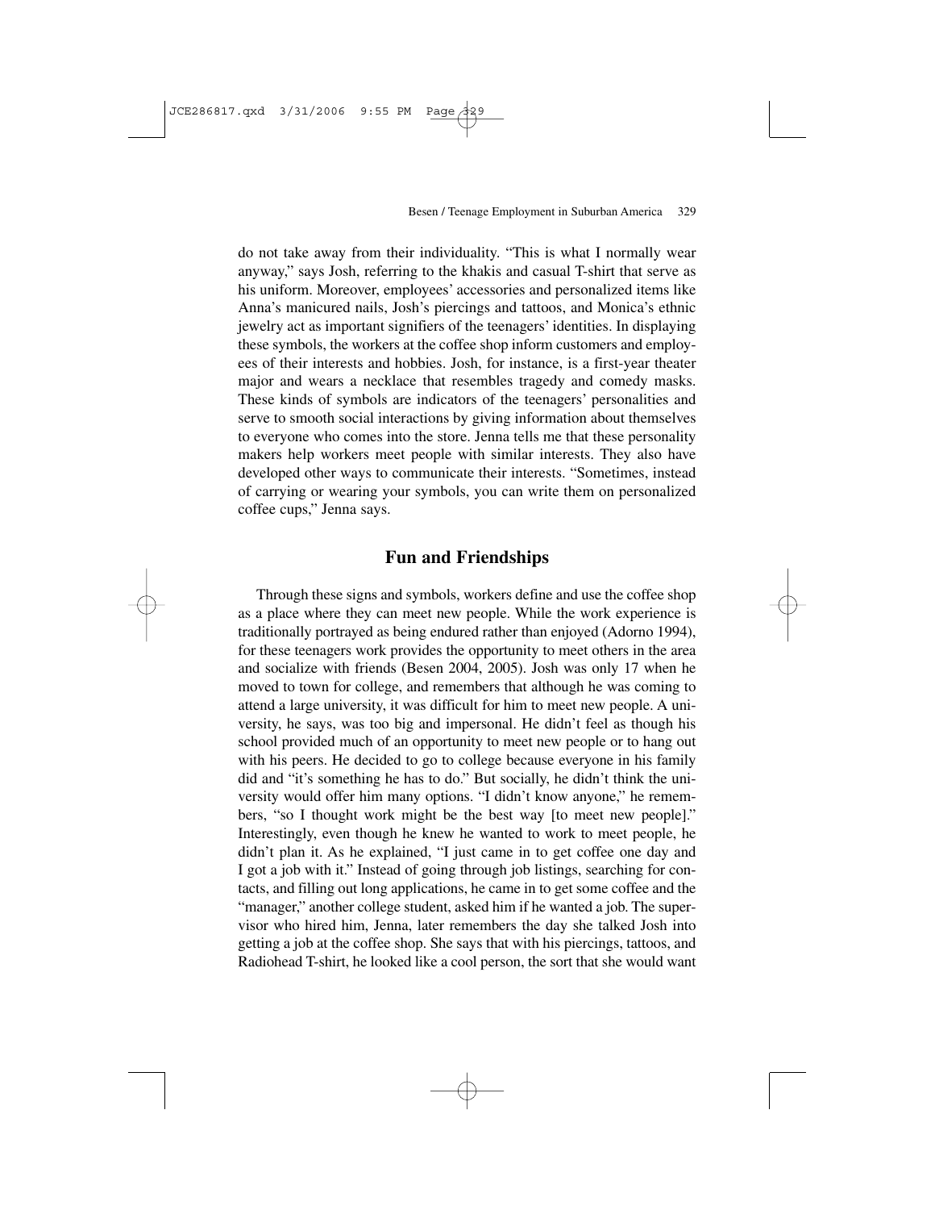do not take away from their individuality. "This is what I normally wear anyway," says Josh, referring to the khakis and casual T-shirt that serve as his uniform. Moreover, employees' accessories and personalized items like Anna's manicured nails, Josh's piercings and tattoos, and Monica's ethnic jewelry act as important signifiers of the teenagers' identities. In displaying these symbols, the workers at the coffee shop inform customers and employees of their interests and hobbies. Josh, for instance, is a first-year theater major and wears a necklace that resembles tragedy and comedy masks. These kinds of symbols are indicators of the teenagers' personalities and serve to smooth social interactions by giving information about themselves to everyone who comes into the store. Jenna tells me that these personality makers help workers meet people with similar interests. They also have developed other ways to communicate their interests. "Sometimes, instead of carrying or wearing your symbols, you can write them on personalized coffee cups," Jenna says.

## Fun and Friendships

Through these signs and symbols, workers define and use the coffee shop as a place where they can meet new people. While the work experience is traditionally portrayed as being endured rather than enjoyed (Adorno 1994), for these teenagers work provides the opportunity to meet others in the area and socialize with friends (Besen 2004, 2005). Josh was only 17 when he moved to town for college, and remembers that although he was coming to attend a large university, it was difficult for him to meet new people. A university, he says, was too big and impersonal. He didn't feel as though his school provided much of an opportunity to meet new people or to hang out with his peers. He decided to go to college because everyone in his family did and "it's something he has to do." But socially, he didn't think the university would offer him many options. "I didn't know anyone," he remembers, "so I thought work might be the best way [to meet new people]." Interestingly, even though he knew he wanted to work to meet people, he didn't plan it. As he explained, "I just came in to get coffee one day and I got a job with it." Instead of going through job listings, searching for contacts, and filling out long applications, he came in to get some coffee and the "manager," another college student, asked him if he wanted a job. The supervisor who hired him, Jenna, later remembers the day she talked Josh into getting a job at the coffee shop. She says that with his piercings, tattoos, and Radiohead T-shirt, he looked like a cool person, the sort that she would want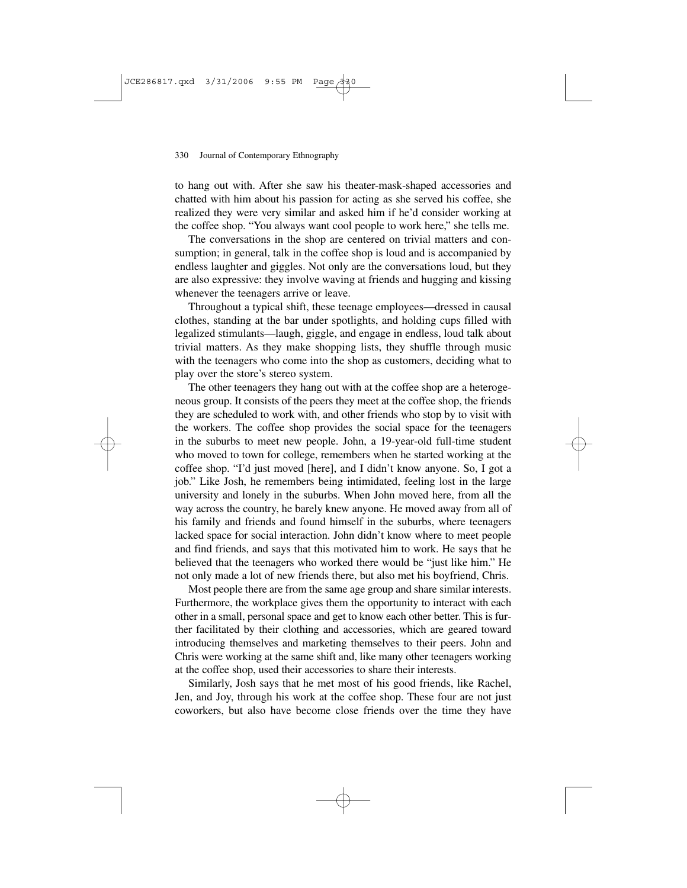to hang out with. After she saw his theater-mask-shaped accessories and chatted with him about his passion for acting as she served his coffee, she realized they were very similar and asked him if he'd consider working at the coffee shop. "You always want cool people to work here," she tells me.

The conversations in the shop are centered on trivial matters and consumption; in general, talk in the coffee shop is loud and is accompanied by endless laughter and giggles. Not only are the conversations loud, but they are also expressive: they involve waving at friends and hugging and kissing whenever the teenagers arrive or leave.

Throughout a typical shift, these teenage employees—dressed in causal clothes, standing at the bar under spotlights, and holding cups filled with legalized stimulants—laugh, giggle, and engage in endless, loud talk about trivial matters. As they make shopping lists, they shuffle through music with the teenagers who come into the shop as customers, deciding what to play over the store's stereo system.

The other teenagers they hang out with at the coffee shop are a heterogeneous group. It consists of the peers they meet at the coffee shop, the friends they are scheduled to work with, and other friends who stop by to visit with the workers. The coffee shop provides the social space for the teenagers in the suburbs to meet new people. John, a 19-year-old full-time student who moved to town for college, remembers when he started working at the coffee shop. "I'd just moved [here], and I didn't know anyone. So, I got a job." Like Josh, he remembers being intimidated, feeling lost in the large university and lonely in the suburbs. When John moved here, from all the way across the country, he barely knew anyone. He moved away from all of his family and friends and found himself in the suburbs, where teenagers lacked space for social interaction. John didn't know where to meet people and find friends, and says that this motivated him to work. He says that he believed that the teenagers who worked there would be "just like him." He not only made a lot of new friends there, but also met his boyfriend, Chris.

Most people there are from the same age group and share similar interests. Furthermore, the workplace gives them the opportunity to interact with each other in a small, personal space and get to know each other better. This is further facilitated by their clothing and accessories, which are geared toward introducing themselves and marketing themselves to their peers. John and Chris were working at the same shift and, like many other teenagers working at the coffee shop, used their accessories to share their interests.

Similarly, Josh says that he met most of his good friends, like Rachel, Jen, and Joy, through his work at the coffee shop. These four are not just coworkers, but also have become close friends over the time they have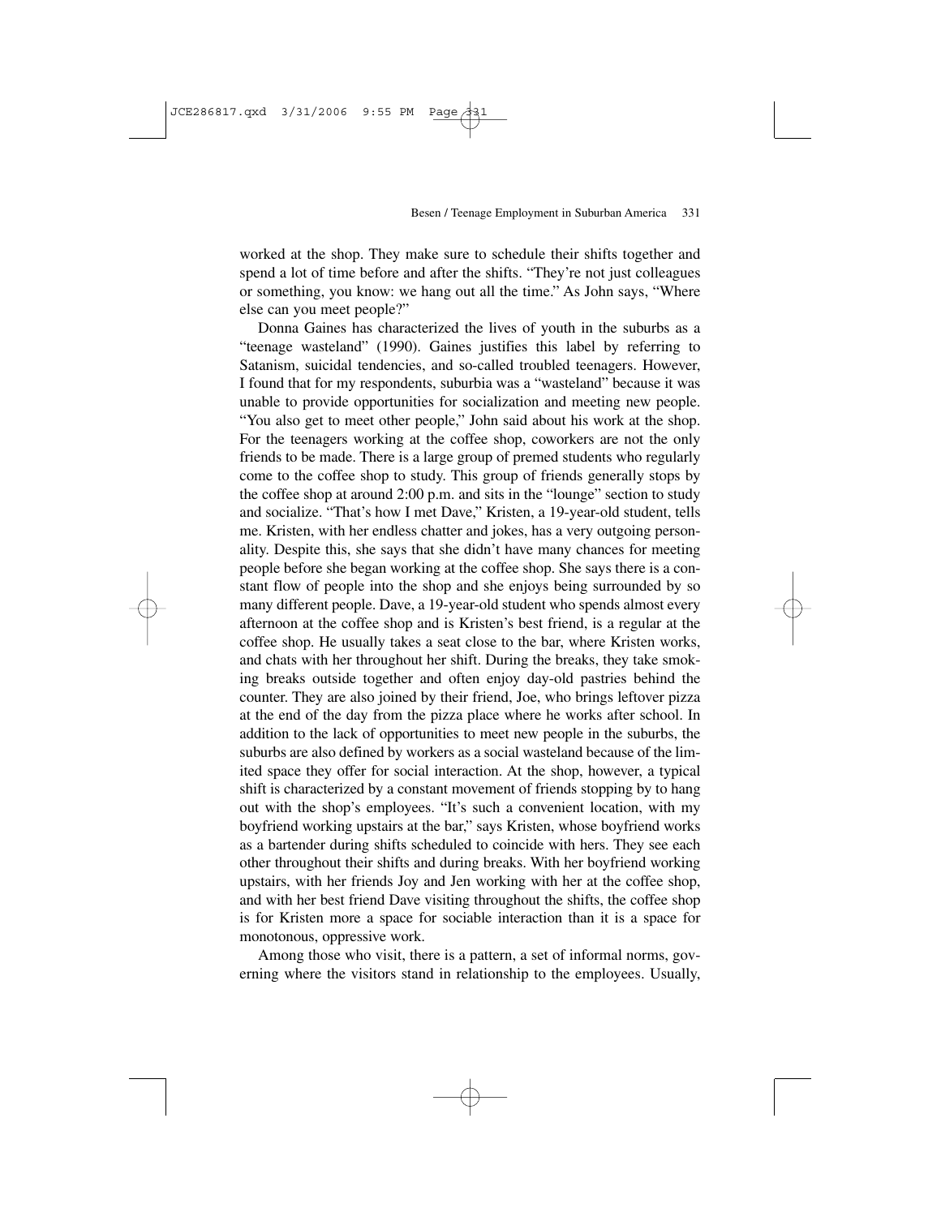worked at the shop. They make sure to schedule their shifts together and spend a lot of time before and after the shifts. "They're not just colleagues or something, you know: we hang out all the time." As John says, "Where else can you meet people?"

Donna Gaines has characterized the lives of youth in the suburbs as a "teenage wasteland" (1990). Gaines justifies this label by referring to Satanism, suicidal tendencies, and so-called troubled teenagers. However, I found that for my respondents, suburbia was a "wasteland" because it was unable to provide opportunities for socialization and meeting new people. "You also get to meet other people," John said about his work at the shop. For the teenagers working at the coffee shop, coworkers are not the only friends to be made. There is a large group of premed students who regularly come to the coffee shop to study. This group of friends generally stops by the coffee shop at around 2:00 p.m. and sits in the "lounge" section to study and socialize. "That's how I met Dave," Kristen, a 19-year-old student, tells me. Kristen, with her endless chatter and jokes, has a very outgoing personality. Despite this, she says that she didn't have many chances for meeting people before she began working at the coffee shop. She says there is a constant flow of people into the shop and she enjoys being surrounded by so many different people. Dave, a 19-year-old student who spends almost every afternoon at the coffee shop and is Kristen's best friend, is a regular at the coffee shop. He usually takes a seat close to the bar, where Kristen works, and chats with her throughout her shift. During the breaks, they take smoking breaks outside together and often enjoy day-old pastries behind the counter. They are also joined by their friend, Joe, who brings leftover pizza at the end of the day from the pizza place where he works after school. In addition to the lack of opportunities to meet new people in the suburbs, the suburbs are also defined by workers as a social wasteland because of the limited space they offer for social interaction. At the shop, however, a typical shift is characterized by a constant movement of friends stopping by to hang out with the shop's employees. "It's such a convenient location, with my boyfriend working upstairs at the bar," says Kristen, whose boyfriend works as a bartender during shifts scheduled to coincide with hers. They see each other throughout their shifts and during breaks. With her boyfriend working upstairs, with her friends Joy and Jen working with her at the coffee shop, and with her best friend Dave visiting throughout the shifts, the coffee shop is for Kristen more a space for sociable interaction than it is a space for monotonous, oppressive work.

Among those who visit, there is a pattern, a set of informal norms, governing where the visitors stand in relationship to the employees. Usually,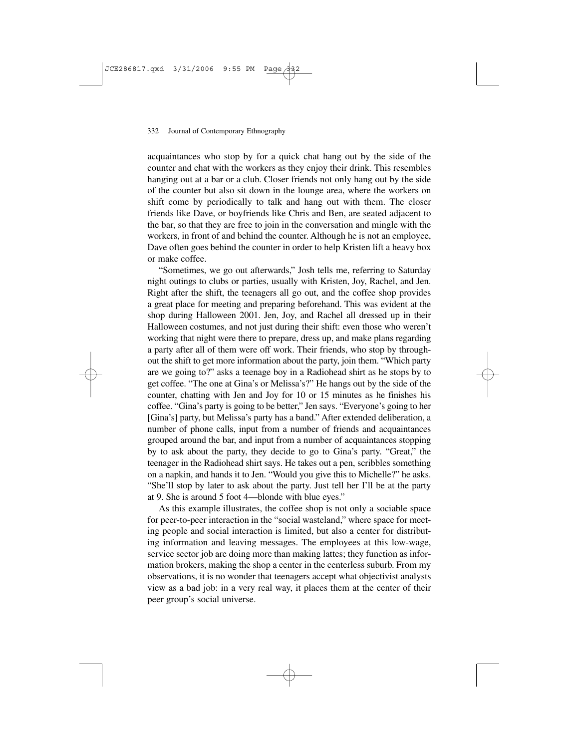acquaintances who stop by for a quick chat hang out by the side of the counter and chat with the workers as they enjoy their drink. This resembles hanging out at a bar or a club. Closer friends not only hang out by the side of the counter but also sit down in the lounge area, where the workers on shift come by periodically to talk and hang out with them. The closer friends like Dave, or boyfriends like Chris and Ben, are seated adjacent to the bar, so that they are free to join in the conversation and mingle with the workers, in front of and behind the counter. Although he is not an employee, Dave often goes behind the counter in order to help Kristen lift a heavy box or make coffee.

"Sometimes, we go out afterwards," Josh tells me, referring to Saturday night outings to clubs or parties, usually with Kristen, Joy, Rachel, and Jen. Right after the shift, the teenagers all go out, and the coffee shop provides a great place for meeting and preparing beforehand. This was evident at the shop during Halloween 2001. Jen, Joy, and Rachel all dressed up in their Halloween costumes, and not just during their shift: even those who weren't working that night were there to prepare, dress up, and make plans regarding a party after all of them were off work. Their friends, who stop by throughout the shift to get more information about the party, join them. "Which party are we going to?" asks a teenage boy in a Radiohead shirt as he stops by to get coffee. "The one at Gina's or Melissa's?" He hangs out by the side of the counter, chatting with Jen and Joy for 10 or 15 minutes as he finishes his coffee. "Gina's party is going to be better," Jen says. "Everyone's going to her [Gina's] party, but Melissa's party has a band." After extended deliberation, a number of phone calls, input from a number of friends and acquaintances grouped around the bar, and input from a number of acquaintances stopping by to ask about the party, they decide to go to Gina's party. "Great," the teenager in the Radiohead shirt says. He takes out a pen, scribbles something on a napkin, and hands it to Jen. "Would you give this to Michelle?" he asks. "She'll stop by later to ask about the party. Just tell her I'll be at the party at 9. She is around 5 foot 4—blonde with blue eyes."

As this example illustrates, the coffee shop is not only a sociable space for peer-to-peer interaction in the "social wasteland," where space for meeting people and social interaction is limited, but also a center for distributing information and leaving messages. The employees at this low-wage, service sector job are doing more than making lattes; they function as information brokers, making the shop a center in the centerless suburb. From my observations, it is no wonder that teenagers accept what objectivist analysts view as a bad job: in a very real way, it places them at the center of their peer group's social universe.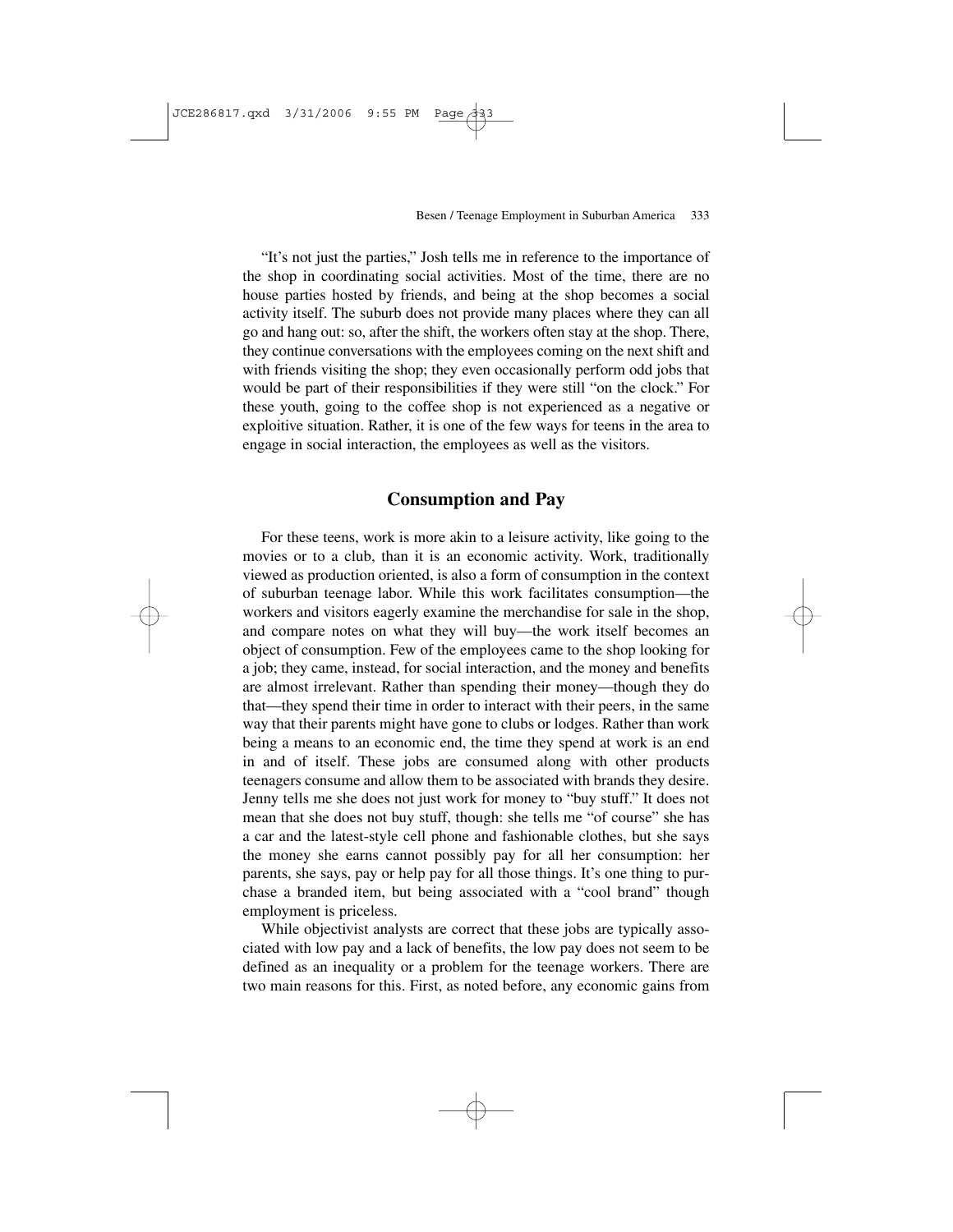"It's not just the parties," Josh tells me in reference to the importance of the shop in coordinating social activities. Most of the time, there are no house parties hosted by friends, and being at the shop becomes a social activity itself. The suburb does not provide many places where they can all go and hang out: so, after the shift, the workers often stay at the shop. There, they continue conversations with the employees coming on the next shift and with friends visiting the shop; they even occasionally perform odd jobs that would be part of their responsibilities if they were still "on the clock." For these youth, going to the coffee shop is not experienced as a negative or exploitive situation. Rather, it is one of the few ways for teens in the area to engage in social interaction, the employees as well as the visitors.

## Consumption and Pay

For these teens, work is more akin to a leisure activity, like going to the movies or to a club, than it is an economic activity. Work, traditionally viewed as production oriented, is also a form of consumption in the context of suburban teenage labor. While this work facilitates consumption—the workers and visitors eagerly examine the merchandise for sale in the shop, and compare notes on what they will buy—the work itself becomes an object of consumption. Few of the employees came to the shop looking for a job; they came, instead, for social interaction, and the money and benefits are almost irrelevant. Rather than spending their money—though they do that—they spend their time in order to interact with their peers, in the same way that their parents might have gone to clubs or lodges. Rather than work being a means to an economic end, the time they spend at work is an end in and of itself. These jobs are consumed along with other products teenagers consume and allow them to be associated with brands they desire. Jenny tells me she does not just work for money to "buy stuff." It does not mean that she does not buy stuff, though: she tells me "of course" she has a car and the latest-style cell phone and fashionable clothes, but she says the money she earns cannot possibly pay for all her consumption: her parents, she says, pay or help pay for all those things. It's one thing to purchase a branded item, but being associated with a "cool brand" though employment is priceless.

While objectivist analysts are correct that these jobs are typically associated with low pay and a lack of benefits, the low pay does not seem to be defined as an inequality or a problem for the teenage workers. There are two main reasons for this. First, as noted before, any economic gains from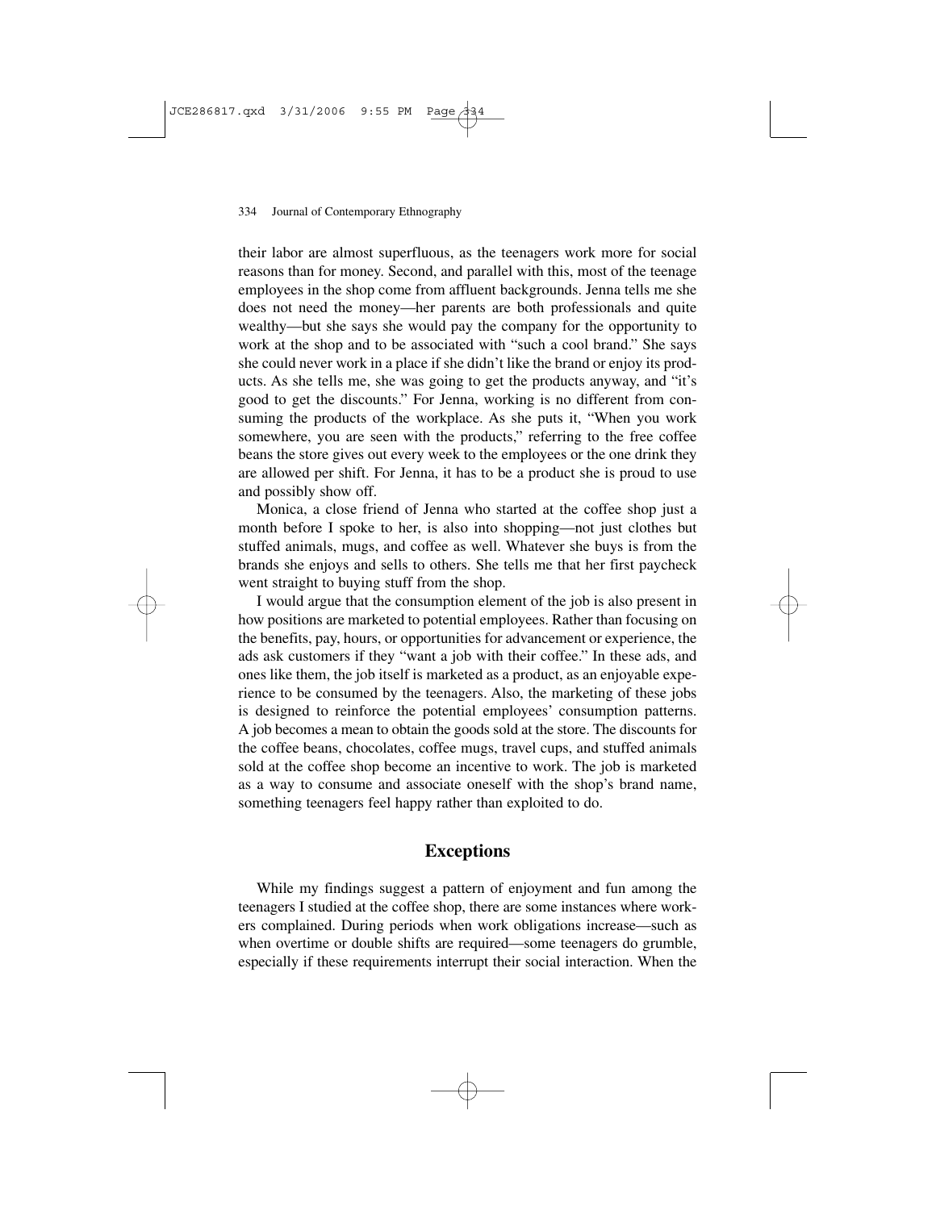their labor are almost superfluous, as the teenagers work more for social reasons than for money. Second, and parallel with this, most of the teenage employees in the shop come from affluent backgrounds. Jenna tells me she does not need the money—her parents are both professionals and quite wealthy—but she says she would pay the company for the opportunity to work at the shop and to be associated with "such a cool brand." She says she could never work in a place if she didn't like the brand or enjoy its products. As she tells me, she was going to get the products anyway, and "it's good to get the discounts." For Jenna, working is no different from consuming the products of the workplace. As she puts it, "When you work somewhere, you are seen with the products," referring to the free coffee beans the store gives out every week to the employees or the one drink they are allowed per shift. For Jenna, it has to be a product she is proud to use and possibly show off.

Monica, a close friend of Jenna who started at the coffee shop just a month before I spoke to her, is also into shopping—not just clothes but stuffed animals, mugs, and coffee as well. Whatever she buys is from the brands she enjoys and sells to others. She tells me that her first paycheck went straight to buying stuff from the shop.

I would argue that the consumption element of the job is also present in how positions are marketed to potential employees. Rather than focusing on the benefits, pay, hours, or opportunities for advancement or experience, the ads ask customers if they "want a job with their coffee." In these ads, and ones like them, the job itself is marketed as a product, as an enjoyable experience to be consumed by the teenagers. Also, the marketing of these jobs is designed to reinforce the potential employees' consumption patterns. A job becomes a mean to obtain the goods sold at the store. The discounts for the coffee beans, chocolates, coffee mugs, travel cups, and stuffed animals sold at the coffee shop become an incentive to work. The job is marketed as a way to consume and associate oneself with the shop's brand name, something teenagers feel happy rather than exploited to do.

## Exceptions

While my findings suggest a pattern of enjoyment and fun among the teenagers I studied at the coffee shop, there are some instances where workers complained. During periods when work obligations increase—such as when overtime or double shifts are required—some teenagers do grumble, especially if these requirements interrupt their social interaction. When the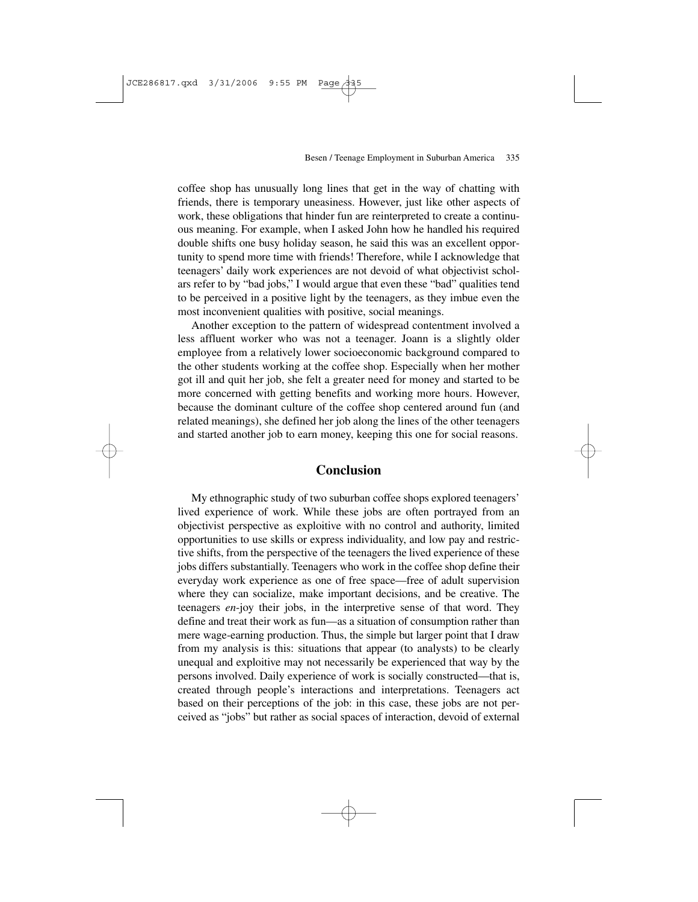coffee shop has unusually long lines that get in the way of chatting with friends, there is temporary uneasiness. However, just like other aspects of work, these obligations that hinder fun are reinterpreted to create a continuous meaning. For example, when I asked John how he handled his required double shifts one busy holiday season, he said this was an excellent opportunity to spend more time with friends! Therefore, while I acknowledge that teenagers' daily work experiences are not devoid of what objectivist scholars refer to by "bad jobs," I would argue that even these "bad" qualities tend to be perceived in a positive light by the teenagers, as they imbue even the most inconvenient qualities with positive, social meanings.

Another exception to the pattern of widespread contentment involved a less affluent worker who was not a teenager. Joann is a slightly older employee from a relatively lower socioeconomic background compared to the other students working at the coffee shop. Especially when her mother got ill and quit her job, she felt a greater need for money and started to be more concerned with getting benefits and working more hours. However, because the dominant culture of the coffee shop centered around fun (and related meanings), she defined her job along the lines of the other teenagers and started another job to earn money, keeping this one for social reasons.

## Conclusion

My ethnographic study of two suburban coffee shops explored teenagers' lived experience of work. While these jobs are often portrayed from an objectivist perspective as exploitive with no control and authority, limited opportunities to use skills or express individuality, and low pay and restrictive shifts, from the perspective of the teenagers the lived experience of these jobs differs substantially. Teenagers who work in the coffee shop define their everyday work experience as one of free space—free of adult supervision where they can socialize, make important decisions, and be creative. The teenagers *en*-joy their jobs, in the interpretive sense of that word. They define and treat their work as fun—as a situation of consumption rather than mere wage-earning production. Thus, the simple but larger point that I draw from my analysis is this: situations that appear (to analysts) to be clearly unequal and exploitive may not necessarily be experienced that way by the persons involved. Daily experience of work is socially constructed—that is, created through people's interactions and interpretations. Teenagers act based on their perceptions of the job: in this case, these jobs are not perceived as "jobs" but rather as social spaces of interaction, devoid of external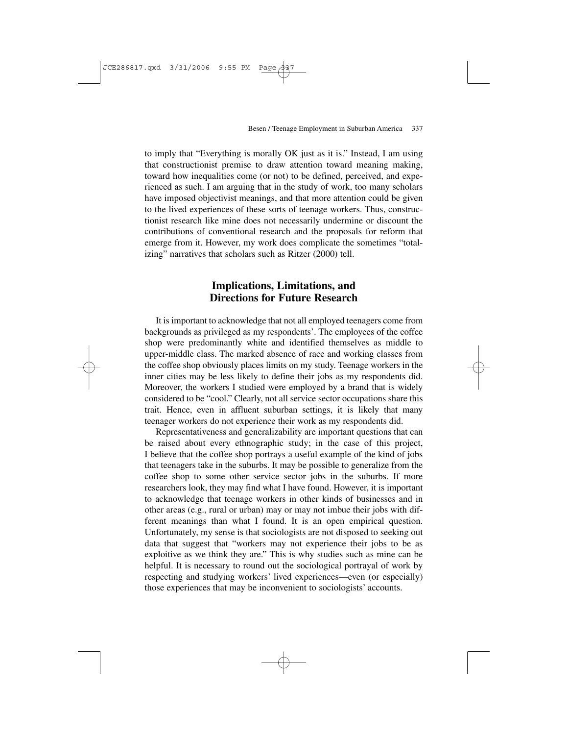to imply that "Everything is morally OK just as it is." Instead, I am using that constructionist premise to draw attention toward meaning making, toward how inequalities come (or not) to be defined, perceived, and experienced as such. I am arguing that in the study of work, too many scholars have imposed objectivist meanings, and that more attention could be given to the lived experiences of these sorts of teenage workers. Thus, constructionist research like mine does not necessarily undermine or discount the contributions of conventional research and the proposals for reform that emerge from it. However, my work does complicate the sometimes "totalizing" narratives that scholars such as Ritzer (2000) tell.

## Implications, Limitations, and Directions for Future Research

It is important to acknowledge that not all employed teenagers come from backgrounds as privileged as my respondents'. The employees of the coffee shop were predominantly white and identified themselves as middle to upper-middle class. The marked absence of race and working classes from the coffee shop obviously places limits on my study. Teenage workers in the inner cities may be less likely to define their jobs as my respondents did. Moreover, the workers I studied were employed by a brand that is widely considered to be "cool." Clearly, not all service sector occupations share this trait. Hence, even in affluent suburban settings, it is likely that many teenager workers do not experience their work as my respondents did.

Representativeness and generalizability are important questions that can be raised about every ethnographic study; in the case of this project, I believe that the coffee shop portrays a useful example of the kind of jobs that teenagers take in the suburbs. It may be possible to generalize from the coffee shop to some other service sector jobs in the suburbs. If more researchers look, they may find what I have found. However, it is important to acknowledge that teenage workers in other kinds of businesses and in other areas (e.g., rural or urban) may or may not imbue their jobs with different meanings than what I found. It is an open empirical question. Unfortunately, my sense is that sociologists are not disposed to seeking out data that suggest that "workers may not experience their jobs to be as exploitive as we think they are." This is why studies such as mine can be helpful. It is necessary to round out the sociological portrayal of work by respecting and studying workers' lived experiences—even (or especially) those experiences that may be inconvenient to sociologists' accounts.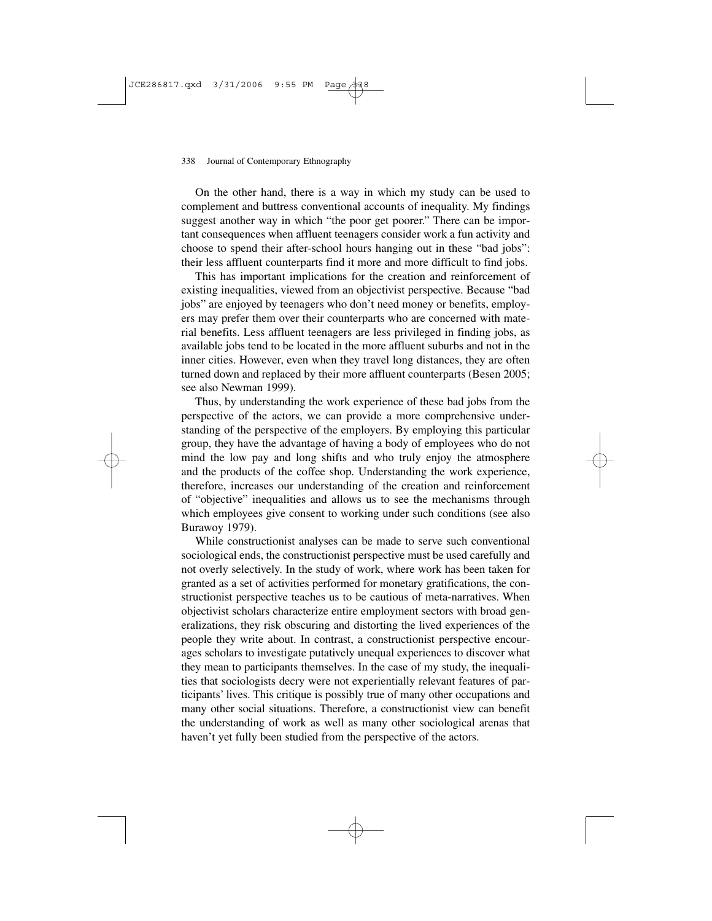On the other hand, there is a way in which my study can be used to complement and buttress conventional accounts of inequality. My findings suggest another way in which "the poor get poorer." There can be important consequences when affluent teenagers consider work a fun activity and choose to spend their after-school hours hanging out in these "bad jobs": their less affluent counterparts find it more and more difficult to find jobs.

This has important implications for the creation and reinforcement of existing inequalities, viewed from an objectivist perspective. Because "bad jobs" are enjoyed by teenagers who don't need money or benefits, employers may prefer them over their counterparts who are concerned with material benefits. Less affluent teenagers are less privileged in finding jobs, as available jobs tend to be located in the more affluent suburbs and not in the inner cities. However, even when they travel long distances, they are often turned down and replaced by their more affluent counterparts (Besen 2005; see also Newman 1999).

Thus, by understanding the work experience of these bad jobs from the perspective of the actors, we can provide a more comprehensive understanding of the perspective of the employers. By employing this particular group, they have the advantage of having a body of employees who do not mind the low pay and long shifts and who truly enjoy the atmosphere and the products of the coffee shop. Understanding the work experience, therefore, increases our understanding of the creation and reinforcement of "objective" inequalities and allows us to see the mechanisms through which employees give consent to working under such conditions (see also Burawoy 1979).

While constructionist analyses can be made to serve such conventional sociological ends, the constructionist perspective must be used carefully and not overly selectively. In the study of work, where work has been taken for granted as a set of activities performed for monetary gratifications, the constructionist perspective teaches us to be cautious of meta-narratives. When objectivist scholars characterize entire employment sectors with broad generalizations, they risk obscuring and distorting the lived experiences of the people they write about. In contrast, a constructionist perspective encourages scholars to investigate putatively unequal experiences to discover what they mean to participants themselves. In the case of my study, the inequalities that sociologists decry were not experientially relevant features of participants' lives. This critique is possibly true of many other occupations and many other social situations. Therefore, a constructionist view can benefit the understanding of work as well as many other sociological arenas that haven't yet fully been studied from the perspective of the actors.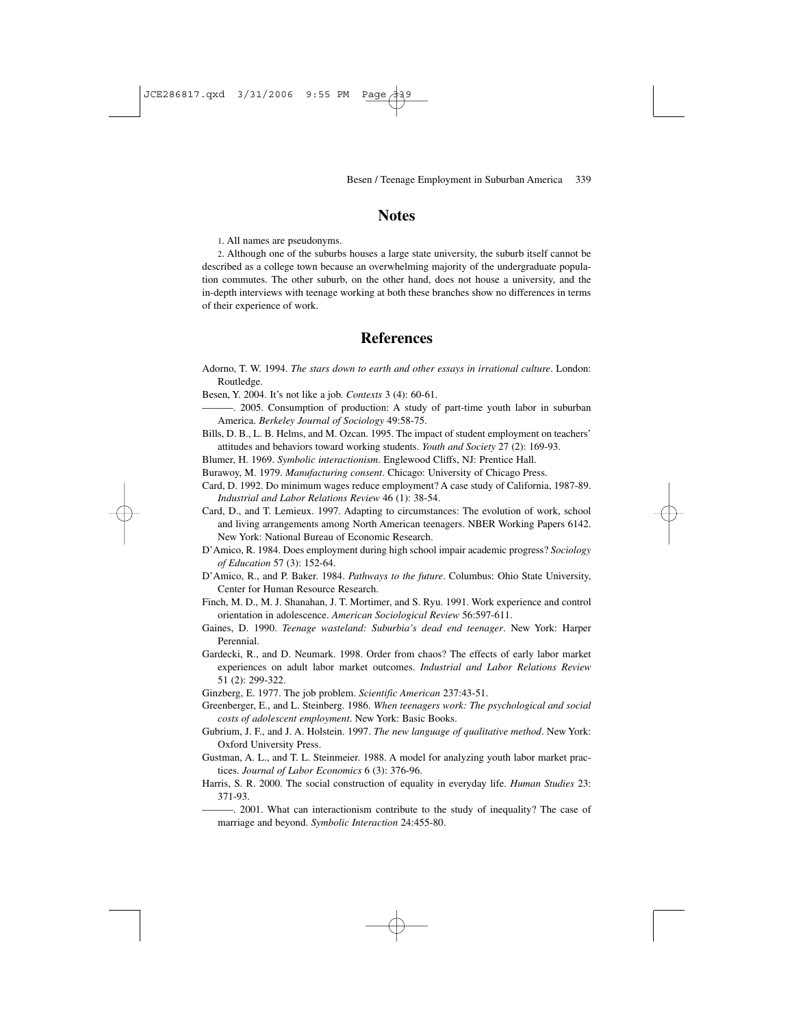## Notes

1. All names are pseudonyms.

2. Although one of the suburbs houses a large state university, the suburb itself cannot be described as a college town because an overwhelming majority of the undergraduate population commutes. The other suburb, on the other hand, does not house a university, and the in-depth interviews with teenage working at both these branches show no differences in terms of their experience of work.

## References

Adorno, T. W. 1994. *The stars down to earth and other essays in irrational culture*. London: Routledge.

Besen, Y. 2004. It's not like a job. *Contexts* 3 (4): 60-61.

———. 2005. Consumption of production: A study of part-time youth labor in suburban America. *Berkeley Journal of Sociology* 49:58-75.

Bills, D. B., L. B. Helms, and M. Ozcan. 1995. The impact of student employment on teachers' attitudes and behaviors toward working students. *Youth and Society* 27 (2): 169-93.

Blumer, H. 1969. *Symbolic interactionism*. Englewood Cliffs, NJ: Prentice Hall.

Burawoy, M. 1979. *Manufacturing consent*. Chicago: University of Chicago Press.

Card, D. 1992. Do minimum wages reduce employment? A case study of California, 1987-89. *Industrial and Labor Relations Review* 46 (1): 38-54.

Card, D., and T. Lemieux. 1997. Adapting to circumstances: The evolution of work, school and living arrangements among North American teenagers. NBER Working Papers 6142. New York: National Bureau of Economic Research.

D'Amico, R. 1984. Does employment during high school impair academic progress? *Sociology of Education* 57 (3): 152-64.

D'Amico, R., and P. Baker. 1984. *Pathways to the future*. Columbus: Ohio State University, Center for Human Resource Research.

Finch, M. D., M. J. Shanahan, J. T. Mortimer, and S. Ryu. 1991. Work experience and control orientation in adolescence. *American Sociological Review* 56:597-611.

Gaines, D. 1990. *Teenage wasteland: Suburbia's dead end teenager*. New York: Harper Perennial.

Gardecki, R., and D. Neumark. 1998. Order from chaos? The effects of early labor market experiences on adult labor market outcomes. *Industrial and Labor Relations Review* 51 (2): 299-322.

Ginzberg, E. 1977. The job problem. *Scientific American* 237:43-51.

Greenberger, E., and L. Steinberg. 1986. *When teenagers work: The psychological and social costs of adolescent employment*. New York: Basic Books.

Gubrium, J. F., and J. A. Holstein. 1997. *The new language of qualitative method*. New York: Oxford University Press.

Gustman, A. L., and T. L. Steinmeier. 1988. A model for analyzing youth labor market practices. *Journal of Labor Economics* 6 (3): 376-96.

Harris, S. R. 2000. The social construction of equality in everyday life. *Human Studies* 23: 371-93.

———. 2001. What can interactionism contribute to the study of inequality? The case of marriage and beyond. *Symbolic Interaction* 24:455-80.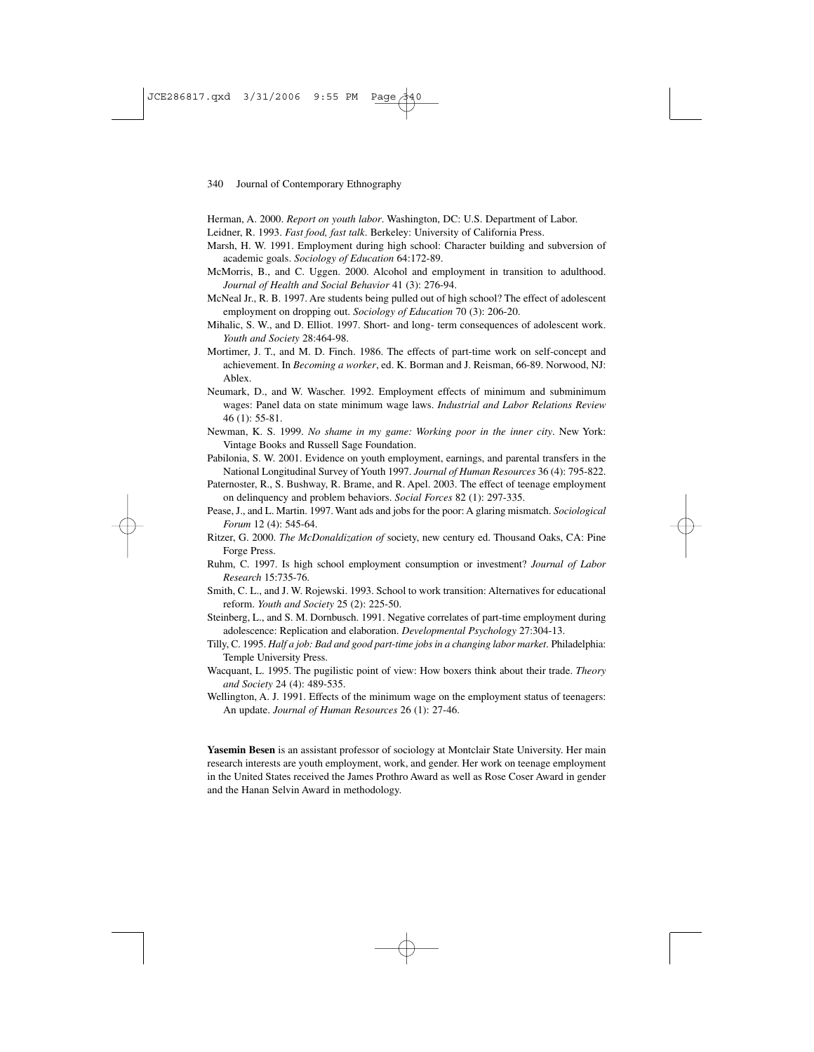Herman, A. 2000. *Report on youth labor*. Washington, DC: U.S. Department of Labor.

Leidner, R. 1993. *Fast food, fast talk*. Berkeley: University of California Press.

Marsh, H. W. 1991. Employment during high school: Character building and subversion of academic goals. *Sociology of Education* 64:172-89.

McMorris, B., and C. Uggen. 2000. Alcohol and employment in transition to adulthood. *Journal of Health and Social Behavior* 41 (3): 276-94.

McNeal Jr., R. B. 1997. Are students being pulled out of high school? The effect of adolescent employment on dropping out. *Sociology of Education* 70 (3): 206-20.

Mihalic, S. W., and D. Elliot. 1997. Short- and long- term consequences of adolescent work. *Youth and Society* 28:464-98.

Mortimer, J. T., and M. D. Finch. 1986. The effects of part-time work on self-concept and achievement. In *Becoming a worker*, ed. K. Borman and J. Reisman, 66-89. Norwood, NJ: Ablex.

Neumark, D., and W. Wascher. 1992. Employment effects of minimum and subminimum wages: Panel data on state minimum wage laws. *Industrial and Labor Relations Review* 46 (1): 55-81.

Newman, K. S. 1999. *No shame in my game: Working poor in the inner city*. New York: Vintage Books and Russell Sage Foundation.

Pabilonia, S. W. 2001. Evidence on youth employment, earnings, and parental transfers in the National Longitudinal Survey of Youth 1997. *Journal of Human Resources* 36 (4): 795-822.

Paternoster, R., S. Bushway, R. Brame, and R. Apel. 2003. The effect of teenage employment on delinquency and problem behaviors. *Social Forces* 82 (1): 297-335.

Pease, J., and L. Martin. 1997. Want ads and jobs for the poor: A glaring mismatch. *Sociological Forum* 12 (4): 545-64.

Ritzer, G. 2000. *The McDonaldization of* society, new century ed. Thousand Oaks, CA: Pine Forge Press.

Ruhm, C. 1997. Is high school employment consumption or investment? *Journal of Labor Research* 15:735-76.

Smith, C. L., and J. W. Rojewski. 1993. School to work transition: Alternatives for educational reform. *Youth and Society* 25 (2): 225-50.

Steinberg, L., and S. M. Dornbusch. 1991. Negative correlates of part-time employment during adolescence: Replication and elaboration. *Developmental Psychology* 27:304-13.

Tilly, C. 1995. *Half a job: Bad and good part-time jobs in a changing labor market*. Philadelphia: Temple University Press.

Wacquant, L. 1995. The pugilistic point of view: How boxers think about their trade. *Theory and Society* 24 (4): 489-535.

Wellington, A. J. 1991. Effects of the minimum wage on the employment status of teenagers: An update. *Journal of Human Resources* 26 (1): 27-46.

**Yasemin Besen** is an assistant professor of sociology at Montclair State University. Her main research interests are youth employment, work, and gender. Her work on teenage employment in the United States received the James Prothro Award as well as Rose Coser Award in gender and the Hanan Selvin Award in methodology.